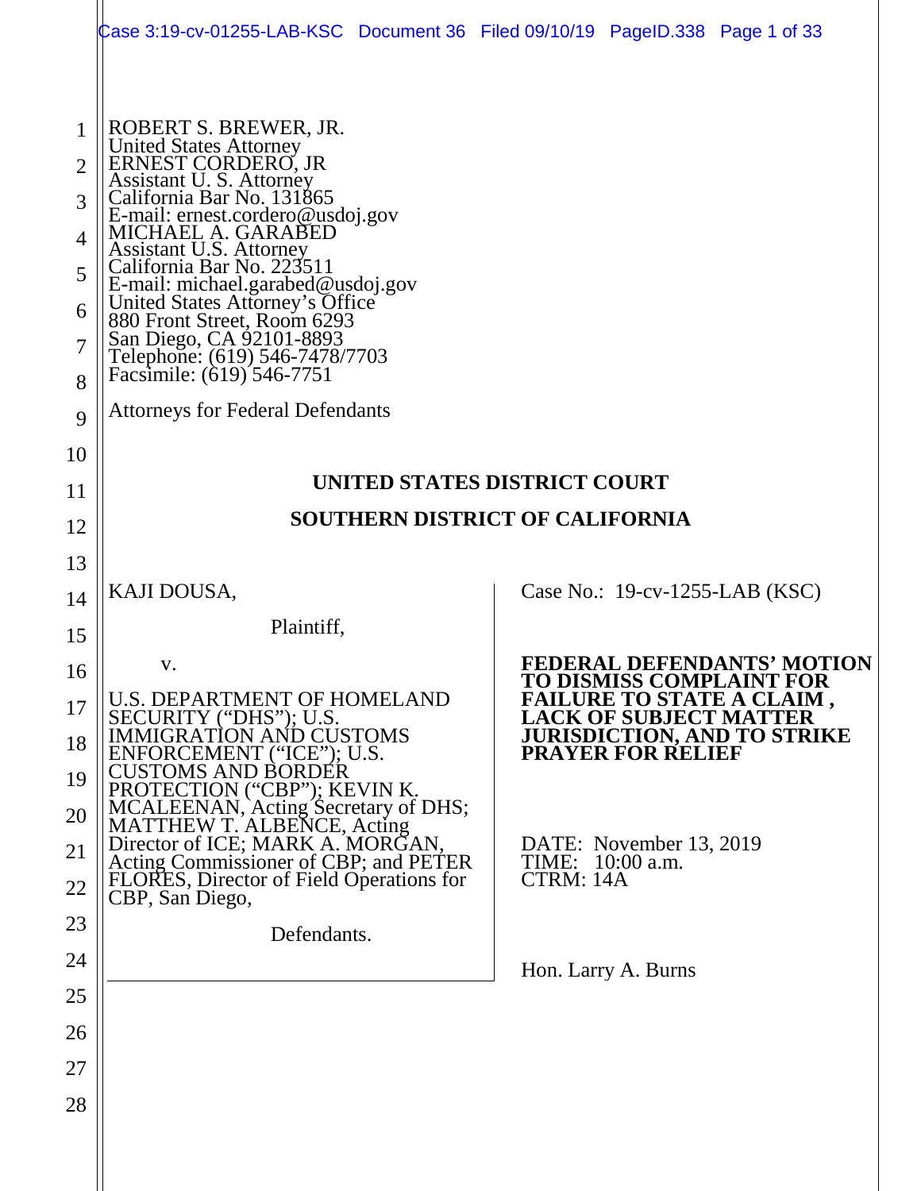ROBERT S. BREWER, JR.
United States Attorney
ERNEST CORDERO, JR
Assistant U. S. Attorney
California Bar No. 131865
E-mail: ernest.cordero@usdoj.gov
MICHAEL A. GARABED
Assistant U.S. Attorney
California Bar No. 223511
E-mail: michael.garabed@usdoj.gov
United States Attorney's Office
880 Front Street, Room 6293
San Diego, CA 92101-8893
Telephone: (619) 546-7478/7703
Facsimile: (619) 546-7751

Attorneys for Federal Defendants

**UNITED STATES DISTRICT COURT**

**SOUTHERN DISTRICT OF CALIFORNIA**

KAJI DOUSA,

Plaintiff,

v.

U.S. DEPARTMENT OF HOMELAND SECURITY ("DHS"); U.S. IMMIGRATION AND CUSTOMS ENFORCEMENT ("ICE"); U.S. CUSTOMS AND BORDER PROTECTION ("CBP"); KEVIN K. MCALEENAN, Acting Secretary of DHS; MATTHEW T. ALBENCE, Acting Director of ICE; MARK A. MORGAN, Acting Commissioner of CBP; and PETER FLORES, Director of Field Operations for CBP, San Diego,

Defendants.

Case No.: 19-cv-1255-LAB (KSC)

**FEDERAL DEFENDANTS' MOTION TO DISMISS COMPLAINT FOR FAILURE TO STATE A CLAIM , LACK OF SUBJECT MATTER JURISDICTION, AND TO STRIKE PRAYER FOR RELIEF**

DATE: November 13, 2019
TIME: 10:00 a.m.
CTRM: 14A

Hon. Larry A. Burns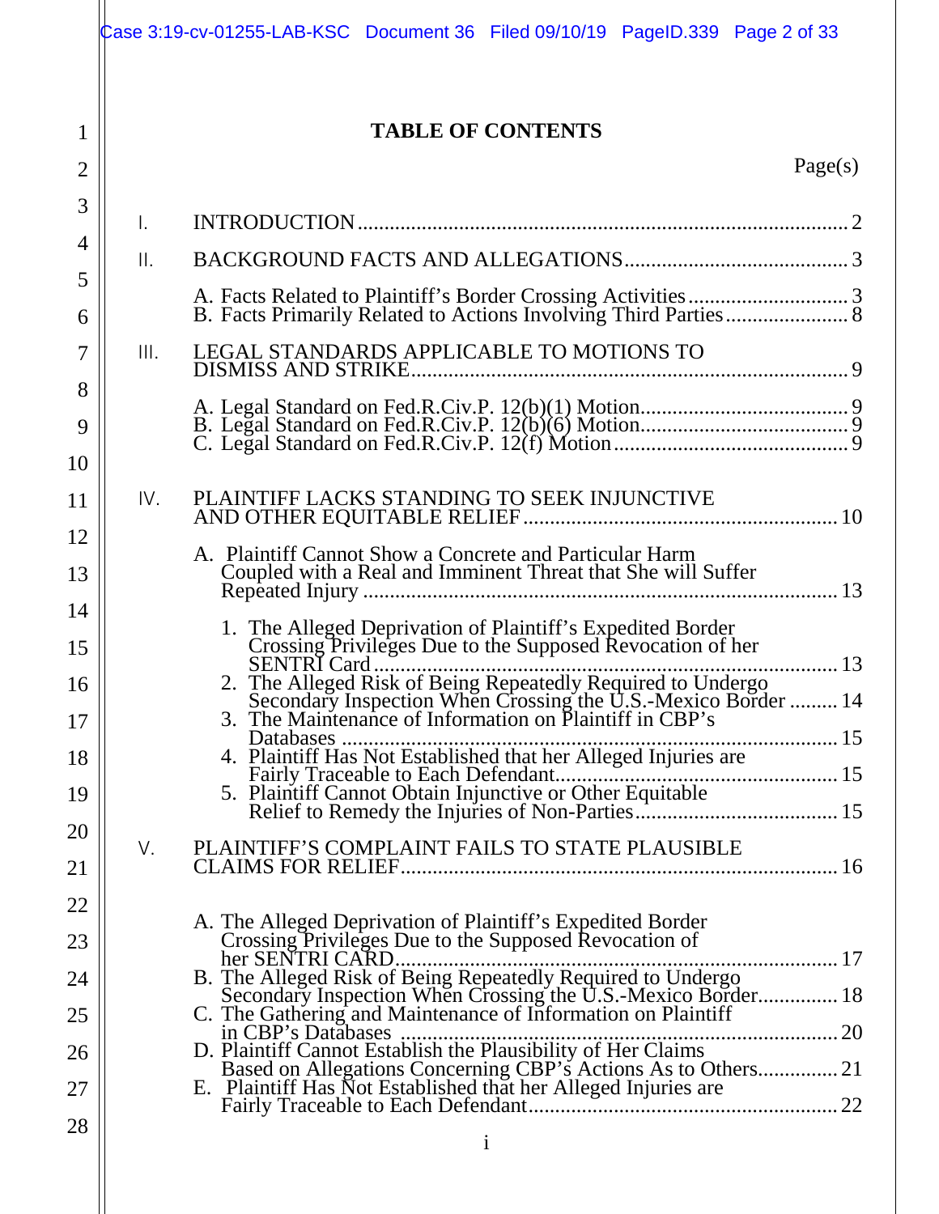# TABLE OF CONTENTS

Page(s)

I. INTRODUCTION .......... 2

II. BACKGROUND FACTS AND ALLEGATIONS .......... 3

- A. Facts Related to Plaintiff's Border Crossing Activities .......... 3
- B. Facts Primarily Related to Actions Involving Third Parties .......... 8

III. LEGAL STANDARDS APPLICABLE TO MOTIONS TO DISMISS AND STRIKE .......... 9

- A. Legal Standard on Fed.R.Civ.P. 12(b)(1) Motion .......... 9
- B. Legal Standard on Fed.R.Civ.P. 12(b)(6) Motion .......... 9
- C. Legal Standard on Fed.R.Civ.P. 12(f) Motion .......... 9

IV. PLAINTIFF LACKS STANDING TO SEEK INJUNCTIVE AND OTHER EQUITABLE RELIEF .......... 10

- A. Plaintiff Cannot Show a Concrete and Particular Harm Coupled with a Real and Imminent Threat that She will Suffer Repeated Injury .......... 13
  1. The Alleged Deprivation of Plaintiff's Expedited Border Crossing Privileges Due to the Supposed Revocation of her SENTRI Card .......... 13
  2. The Alleged Risk of Being Repeatedly Required to Undergo Secondary Inspection When Crossing the U.S.-Mexico Border .......... 14
  3. The Maintenance of Information on Plaintiff in CBP's Databases .......... 15
  4. Plaintiff Has Not Established that her Alleged Injuries are Fairly Traceable to Each Defendant .......... 15
  5. Plaintiff Cannot Obtain Injunctive or Other Equitable Relief to Remedy the Injuries of Non-Parties .......... 15

V. PLAINTIFF'S COMPLAINT FAILS TO STATE PLAUSIBLE CLAIMS FOR RELIEF .......... 16

- A. The Alleged Deprivation of Plaintiff's Expedited Border Crossing Privileges Due to the Supposed Revocation of her SENTRI CARD .......... 17
- B. The Alleged Risk of Being Repeatedly Required to Undergo Secondary Inspection When Crossing the U.S.-Mexico Border .......... 18
- C. The Gathering and Maintenance of Information on Plaintiff in CBP's Databases .......... 20
- D. Plaintiff Cannot Establish the Plausibility of Her Claims Based on Allegations Concerning CBP's Actions As to Others .......... 21
- E. Plaintiff Has Not Established that her Alleged Injuries are Fairly Traceable to Each Defendant .......... 22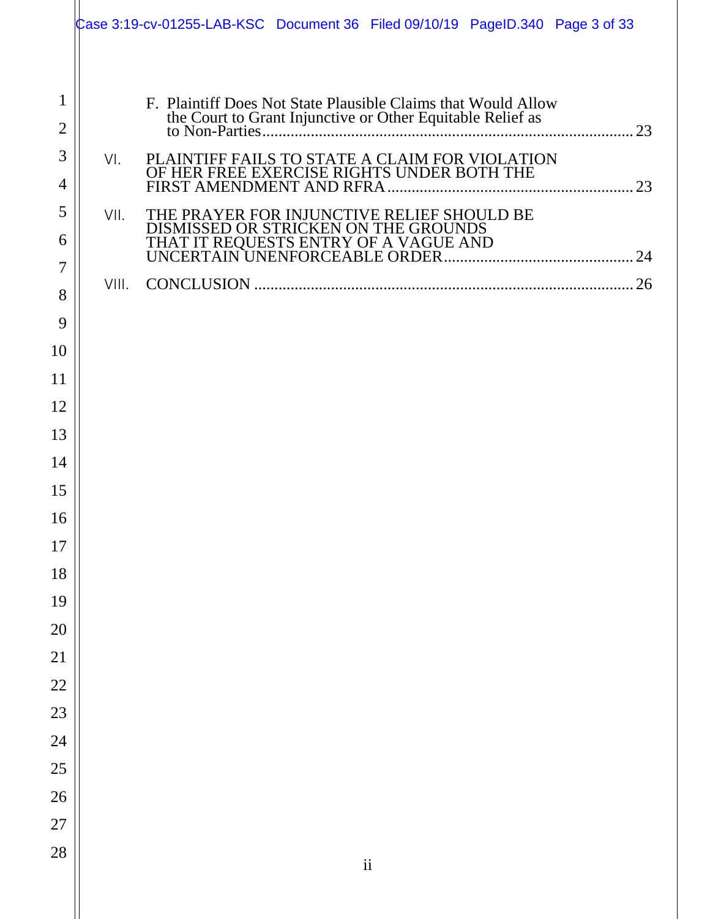F. Plaintiff Does Not State Plausible Claims that Would Allow the Court to Grant Injunctive or Other Equitable Relief as to Non-Parties ........................................................................ 23

VI. PLAINTIFF FAILS TO STATE A CLAIM FOR VIOLATION OF HER FREE EXERCISE RIGHTS UNDER BOTH THE FIRST AMENDMENT AND RFRA ........................................................ 23

VII. THE PRAYER FOR INJUNCTIVE RELIEF SHOULD BE DISMISSED OR STRICKEN ON THE GROUNDS THAT IT REQUESTS ENTRY OF A VAGUE AND UNCERTAIN UNENFORCEABLE ORDER ........................................... 24

VIII. CONCLUSION ........................................................................................ 26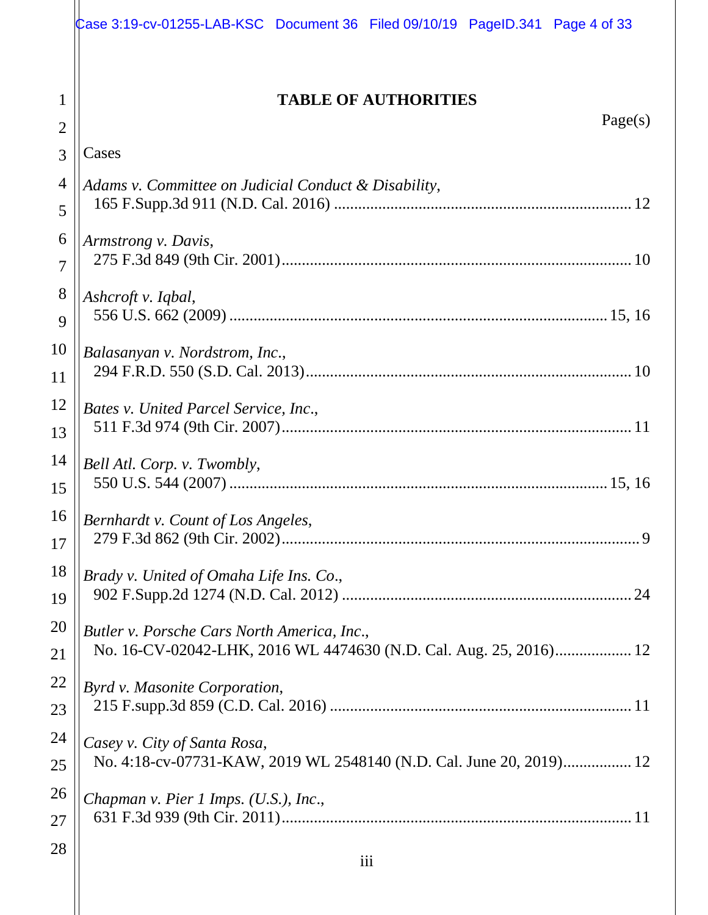# TABLE OF AUTHORITIES

Page(s)

**Cases**

*Adams v. Committee on Judicial Conduct & Disability*,
165 F.Supp.3d 911 (N.D. Cal. 2016) .......... 12

*Armstrong v. Davis*,
275 F.3d 849 (9th Cir. 2001) .......... 10

*Ashcroft v. Iqbal*,
556 U.S. 662 (2009) .......... 15, 16

*Balasanyan v. Nordstrom, Inc.*,
294 F.R.D. 550 (S.D. Cal. 2013) .......... 10

*Bates v. United Parcel Service, Inc.*,
511 F.3d 974 (9th Cir. 2007) .......... 11

*Bell Atl. Corp. v. Twombly*,
550 U.S. 544 (2007) .......... 15, 16

*Bernhardt v. Count of Los Angeles*,
279 F.3d 862 (9th Cir. 2002) .......... 9

*Brady v. United of Omaha Life Ins. Co.*,
902 F.Supp.2d 1274 (N.D. Cal. 2012) .......... 24

*Butler v. Porsche Cars North America, Inc.*,
No. 16-CV-02042-LHK, 2016 WL 4474630 (N.D. Cal. Aug. 25, 2016) .......... 12

*Byrd v. Masonite Corporation*,
215 F.supp.3d 859 (C.D. Cal. 2016) .......... 11

*Casey v. City of Santa Rosa*,
No. 4:18-cv-07731-KAW, 2019 WL 2548140 (N.D. Cal. June 20, 2019) .......... 12

*Chapman v. Pier 1 Imps. (U.S.), Inc.*,
631 F.3d 939 (9th Cir. 2011) .......... 11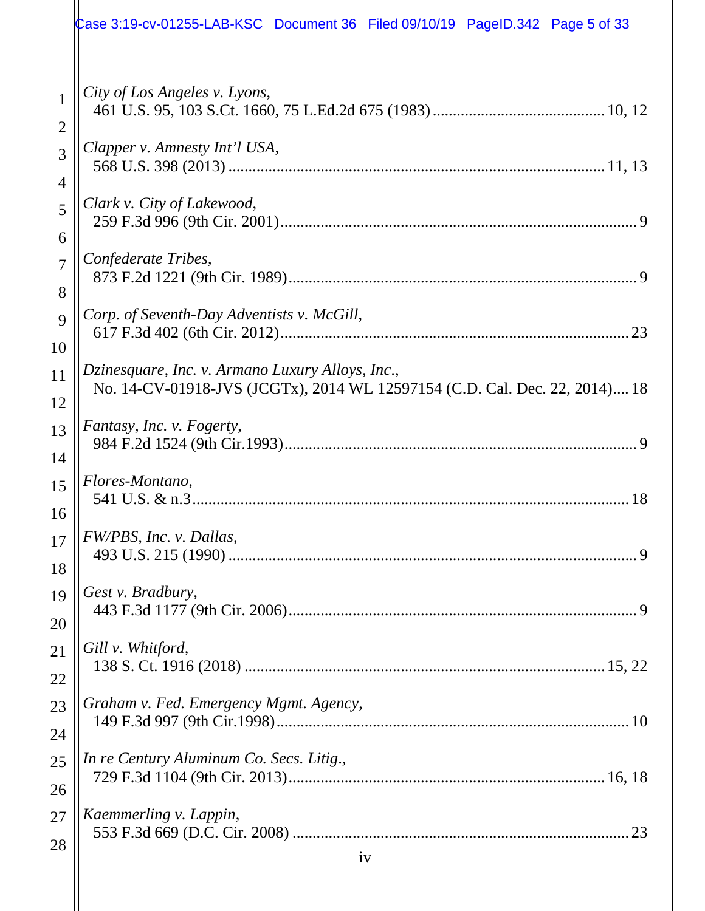*City of Los Angeles v. Lyons*,
461 U.S. 95, 103 S.Ct. 1660, 75 L.Ed.2d 675 (1983) .......................................... 10, 12

*Clapper v. Amnesty Int'l USA*,
568 U.S. 398 (2013) ............................................................................................ 11, 13

*Clark v. City of Lakewood*,
259 F.3d 996 (9th Cir. 2001)........................................................................................ 9

*Confederate Tribes*,
873 F.2d 1221 (9th Cir. 1989)...................................................................................... 9

*Corp. of Seventh-Day Adventists v. McGill*,
617 F.3d 402 (6th Cir. 2012)...................................................................................... 23

*Dzinesquare, Inc. v. Armano Luxury Alloys, Inc.*,
No. 14-CV-01918-JVS (JCGTx), 2014 WL 12597154 (C.D. Cal. Dec. 22, 2014).... 18

*Fantasy, Inc. v. Fogerty*,
984 F.2d 1524 (9th Cir.1993)........................................................................................ 9

*Flores-Montano*,
541 U.S. & n.3........................................................................................................... 18

*FW/PBS, Inc. v. Dallas*,
493 U.S. 215 (1990) ...................................................................................................... 9

*Gest v. Bradbury*,
443 F.3d 1177 (9th Cir. 2006)...................................................................................... 9

*Gill v. Whitford*,
138 S. Ct. 1916 (2018) ......................................................................................... 15, 22

*Graham v. Fed. Emergency Mgmt. Agency*,
149 F.3d 997 (9th Cir.1998)....................................................................................... 10

*In re Century Aluminum Co. Secs. Litig.*,
729 F.3d 1104 (9th Cir. 2013).............................................................................. 16, 18

*Kaemmerling v. Lappin*,
553 F.3d 669 (D.C. Cir. 2008) .................................................................................. 23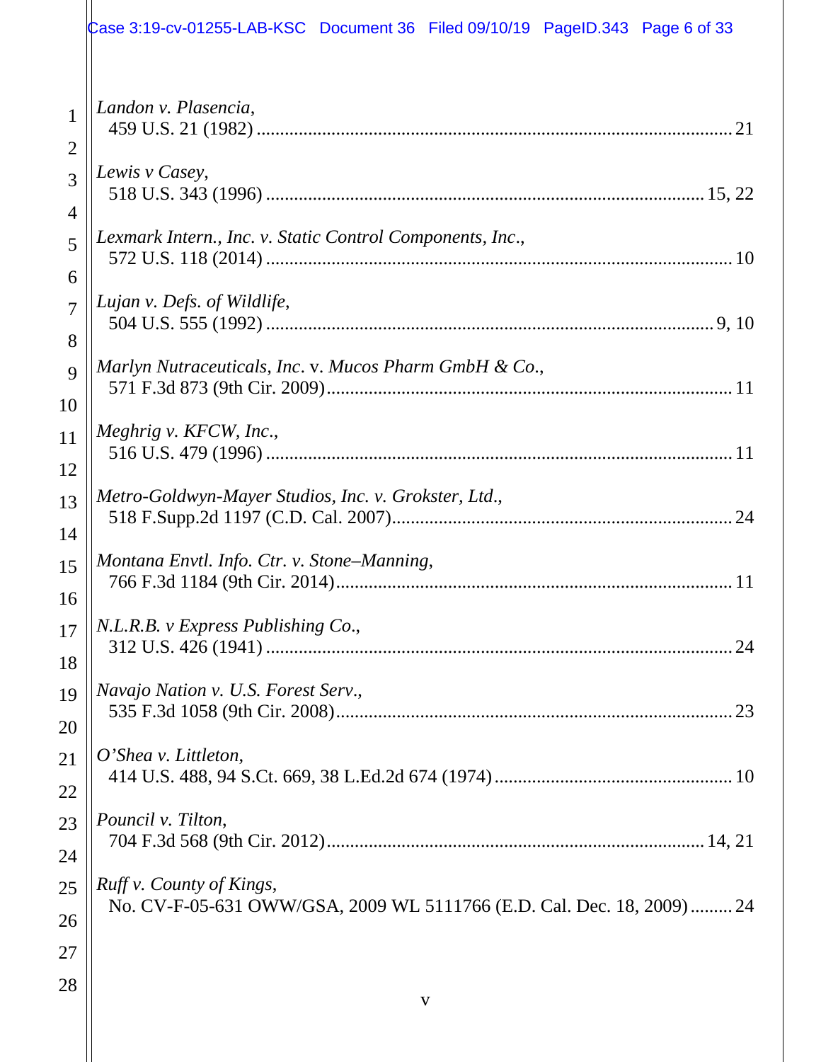*Landon v. Plasencia*,
459 U.S. 21 (1982) .................................................................................................... 21

*Lewis v Casey*,
518 U.S. 343 (1996) .............................................................................................. 15, 22

*Lexmark Intern., Inc. v. Static Control Components, Inc.*,
572 U.S. 118 (2014) .................................................................................................. 10

*Lujan v. Defs. of Wildlife*,
504 U.S. 555 (1992) ................................................................................................ 9, 10

*Marlyn Nutraceuticals, Inc*. v. *Mucos Pharm GmbH & Co*.,
571 F.3d 873 (9th Cir. 2009)...................................................................................... 11

*Meghrig v. KFCW, Inc*.,
516 U.S. 479 (1996) .................................................................................................. 11

*Metro-Goldwyn-Mayer Studios, Inc. v. Grokster, Ltd*.,
518 F.Supp.2d 1197 (C.D. Cal. 2007)......................................................................... 24

*Montana Envtl. Info. Ctr. v. Stone–Manning*,
766 F.3d 1184 (9th Cir. 2014).................................................................................... 11

*N.L.R.B. v Express Publishing Co*.,
312 U.S. 426 (1941) .................................................................................................. 24

*Navajo Nation v. U.S. Forest Serv*.,
535 F.3d 1058 (9th Cir. 2008)..................................................................................... 23

*O'Shea v. Littleton*,
414 U.S. 488, 94 S.Ct. 669, 38 L.Ed.2d 674 (1974) ................................................... 10

*Pouncil v. Tilton*,
704 F.3d 568 (9th Cir. 2012).................................................................................. 14, 21

*Ruff v. County of Kings*,
No. CV-F-05-631 OWW/GSA, 2009 WL 5111766 (E.D. Cal. Dec. 18, 2009) ......... 24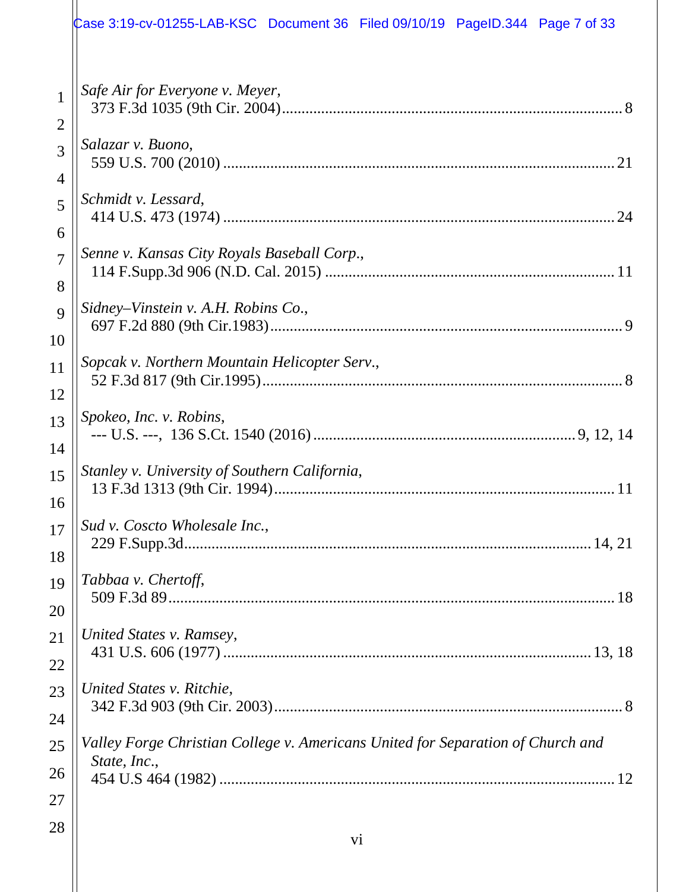*Safe Air for Everyone v. Meyer*,
373 F.3d 1035 (9th Cir. 2004) ..... 8

*Salazar v. Buono*,
559 U.S. 700 (2010) ..... 21

*Schmidt v. Lessard*,
414 U.S. 473 (1974) ..... 24

*Senne v. Kansas City Royals Baseball Corp*.,
114 F.Supp.3d 906 (N.D. Cal. 2015) ..... 11

*Sidney–Vinstein v. A.H. Robins Co*.,
697 F.2d 880 (9th Cir.1983) ..... 9

*Sopcak v. Northern Mountain Helicopter Serv*.,
52 F.3d 817 (9th Cir.1995) ..... 8

*Spokeo, Inc. v. Robins*,
--- U.S. ---, 136 S.Ct. 1540 (2016) ..... 9, 12, 14

*Stanley v. University of Southern California*,
13 F.3d 1313 (9th Cir. 1994) ..... 11

*Sud v. Coscto Wholesale Inc.*,
229 F.Supp.3d ..... 14, 21

*Tabbaa v. Chertoff*,
509 F.3d 89 ..... 18

*United States v. Ramsey*,
431 U.S. 606 (1977) ..... 13, 18

*United States v. Ritchie*,
342 F.3d 903 (9th Cir. 2003) ..... 8

*Valley Forge Christian College v. Americans United for Separation of Church and State, Inc*.,
454 U.S 464 (1982) ..... 12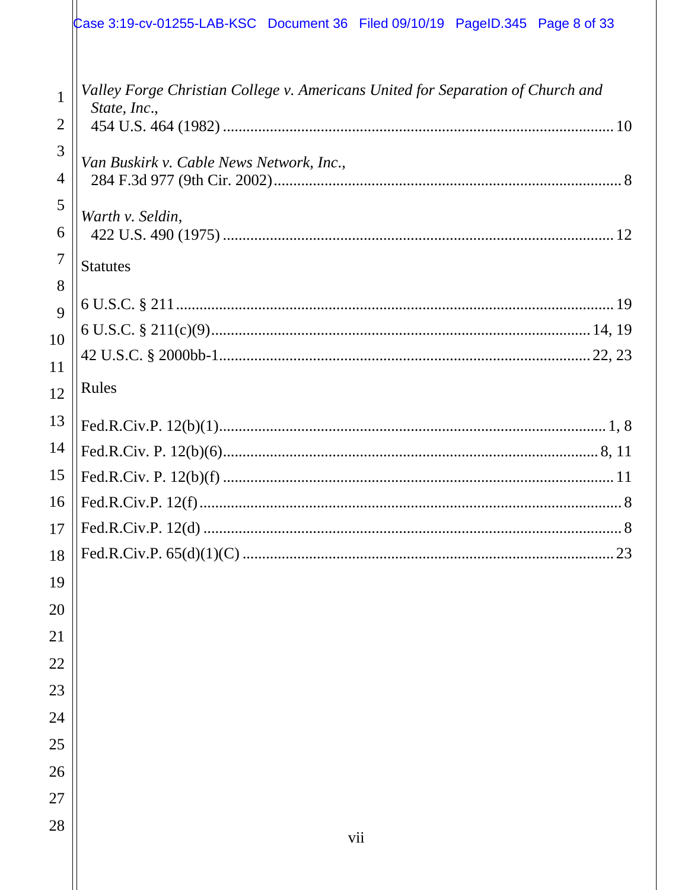*Valley Forge Christian College v. Americans United for Separation of Church and State, Inc.*,
454 U.S. 464 (1982) .................................................................................................. 10

*Van Buskirk v. Cable News Network, Inc.*,
284 F.3d 977 (9th Cir. 2002)........................................................................................ 8

*Warth v. Seldin*,
422 U.S. 490 (1975) .................................................................................................. 12

## Statutes

6 U.S.C. § 211 .............................................................................................................. 19

6 U.S.C. § 211(c)(9)................................................................................................ 14, 19

42 U.S.C. § 2000bb-1............................................................................................. 22, 23

## Rules

Fed.R.Civ.P. 12(b)(1).................................................................................................. 1, 8

Fed.R.Civ. P. 12(b)(6)............................................................................................... 8, 11

Fed.R.Civ. P. 12(b)(f) .................................................................................................. 11

Fed.R.Civ.P. 12(f)........................................................................................................... 8

Fed.R.Civ.P. 12(d) .......................................................................................................... 8

Fed.R.Civ.P. 65(d)(1)(C) .............................................................................................. 23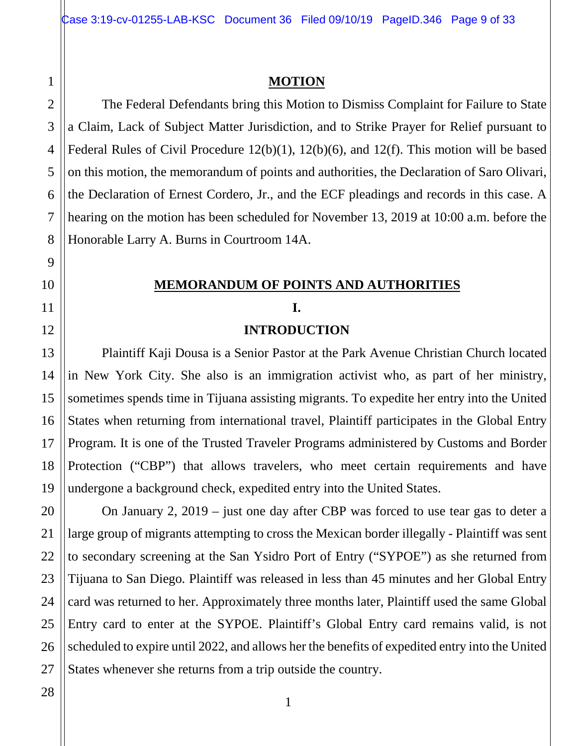## MOTION

The Federal Defendants bring this Motion to Dismiss Complaint for Failure to State a Claim, Lack of Subject Matter Jurisdiction, and to Strike Prayer for Relief pursuant to Federal Rules of Civil Procedure 12(b)(1), 12(b)(6), and 12(f). This motion will be based on this motion, the memorandum of points and authorities, the Declaration of Saro Olivari, the Declaration of Ernest Cordero, Jr., and the ECF pleadings and records in this case. A hearing on the motion has been scheduled for November 13, 2019 at 10:00 a.m. before the Honorable Larry A. Burns in Courtroom 14A.

## MEMORANDUM OF POINTS AND AUTHORITIES

### I.

### INTRODUCTION

Plaintiff Kaji Dousa is a Senior Pastor at the Park Avenue Christian Church located in New York City. She also is an immigration activist who, as part of her ministry, sometimes spends time in Tijuana assisting migrants. To expedite her entry into the United States when returning from international travel, Plaintiff participates in the Global Entry Program. It is one of the Trusted Traveler Programs administered by Customs and Border Protection ("CBP") that allows travelers, who meet certain requirements and have undergone a background check, expedited entry into the United States.

On January 2, 2019 – just one day after CBP was forced to use tear gas to deter a large group of migrants attempting to cross the Mexican border illegally - Plaintiff was sent to secondary screening at the San Ysidro Port of Entry ("SYPOE") as she returned from Tijuana to San Diego. Plaintiff was released in less than 45 minutes and her Global Entry card was returned to her. Approximately three months later, Plaintiff used the same Global Entry card to enter at the SYPOE. Plaintiff's Global Entry card remains valid, is not scheduled to expire until 2022, and allows her the benefits of expedited entry into the United States whenever she returns from a trip outside the country.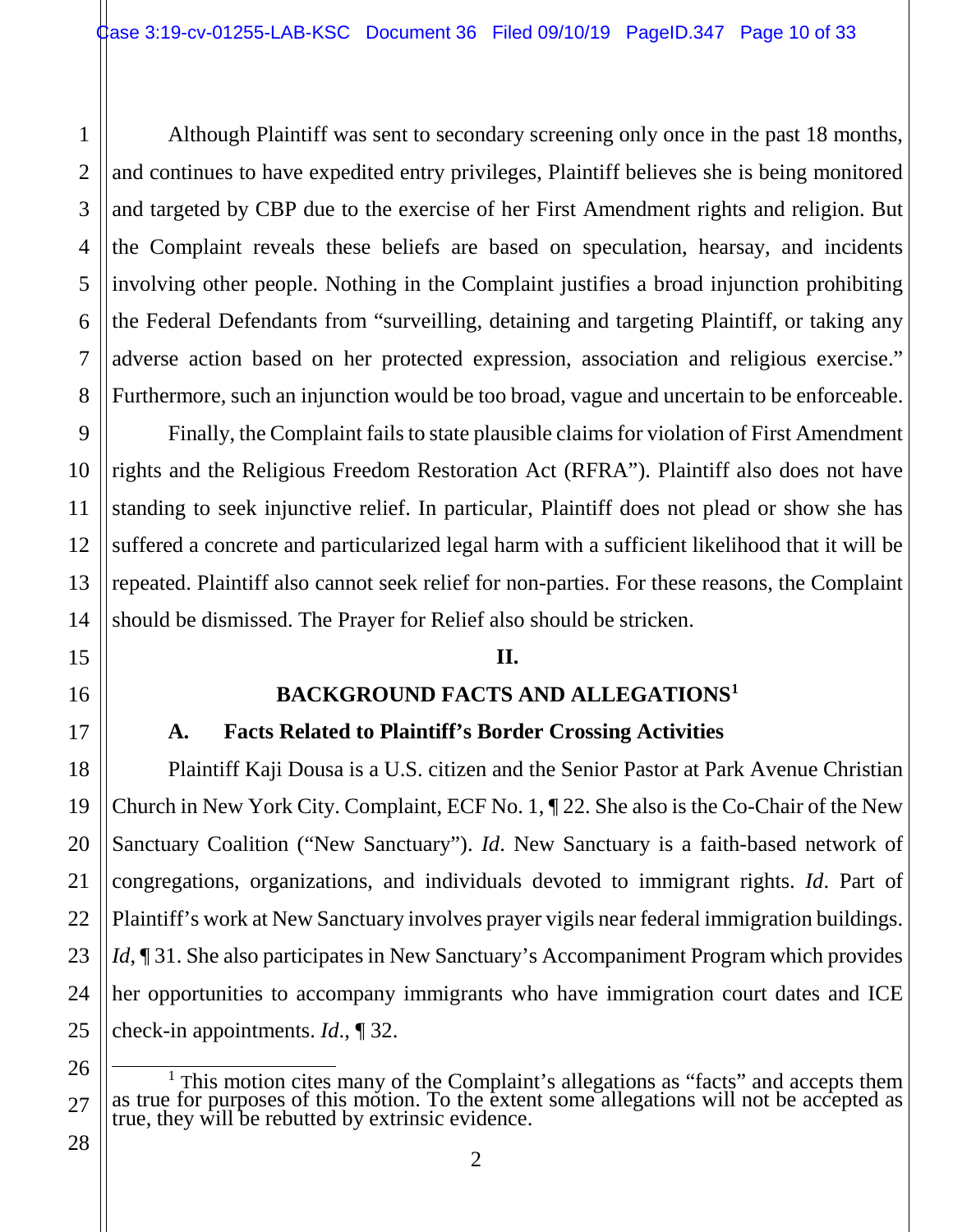Although Plaintiff was sent to secondary screening only once in the past 18 months, and continues to have expedited entry privileges, Plaintiff believes she is being monitored and targeted by CBP due to the exercise of her First Amendment rights and religion. But the Complaint reveals these beliefs are based on speculation, hearsay, and incidents involving other people. Nothing in the Complaint justifies a broad injunction prohibiting the Federal Defendants from "surveilling, detaining and targeting Plaintiff, or taking any adverse action based on her protected expression, association and religious exercise." Furthermore, such an injunction would be too broad, vague and uncertain to be enforceable.

Finally, the Complaint fails to state plausible claims for violation of First Amendment rights and the Religious Freedom Restoration Act (RFRA"). Plaintiff also does not have standing to seek injunctive relief. In particular, Plaintiff does not plead or show she has suffered a concrete and particularized legal harm with a sufficient likelihood that it will be repeated. Plaintiff also cannot seek relief for non-parties. For these reasons, the Complaint should be dismissed. The Prayer for Relief also should be stricken.

## II.

## BACKGROUND FACTS AND ALLEGATIONS[1]

### A. Facts Related to Plaintiff's Border Crossing Activities

Plaintiff Kaji Dousa is a U.S. citizen and the Senior Pastor at Park Avenue Christian Church in New York City. Complaint, ECF No. 1, ¶ 22. She also is the Co-Chair of the New Sanctuary Coalition ("New Sanctuary"). *Id*. New Sanctuary is a faith-based network of congregations, organizations, and individuals devoted to immigrant rights. *Id*. Part of Plaintiff's work at New Sanctuary involves prayer vigils near federal immigration buildings. *Id*, ¶ 31. She also participates in New Sanctuary's Accompaniment Program which provides her opportunities to accompany immigrants who have immigration court dates and ICE check-in appointments. *Id*., ¶ 32.

---

[1] This motion cites many of the Complaint's allegations as "facts" and accepts them as true for purposes of this motion. To the extent some allegations will not be accepted as true, they will be rebutted by extrinsic evidence.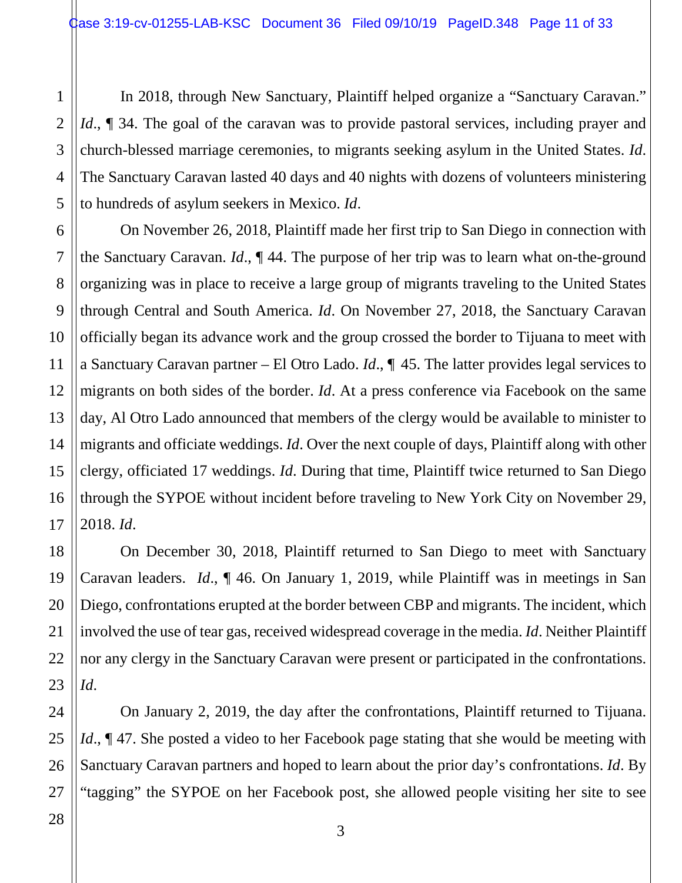In 2018, through New Sanctuary, Plaintiff helped organize a "Sanctuary Caravan." *Id*., ¶ 34. The goal of the caravan was to provide pastoral services, including prayer and church-blessed marriage ceremonies, to migrants seeking asylum in the United States. *Id*. The Sanctuary Caravan lasted 40 days and 40 nights with dozens of volunteers ministering to hundreds of asylum seekers in Mexico. *Id*.

On November 26, 2018, Plaintiff made her first trip to San Diego in connection with the Sanctuary Caravan. *Id*., ¶ 44. The purpose of her trip was to learn what on-the-ground organizing was in place to receive a large group of migrants traveling to the United States through Central and South America. *Id*. On November 27, 2018, the Sanctuary Caravan officially began its advance work and the group crossed the border to Tijuana to meet with a Sanctuary Caravan partner – El Otro Lado. *Id*., ¶ 45. The latter provides legal services to migrants on both sides of the border. *Id*. At a press conference via Facebook on the same day, Al Otro Lado announced that members of the clergy would be available to minister to migrants and officiate weddings. *Id*. Over the next couple of days, Plaintiff along with other clergy, officiated 17 weddings. *Id*. During that time, Plaintiff twice returned to San Diego through the SYPOE without incident before traveling to New York City on November 29, 2018. *Id*.

On December 30, 2018, Plaintiff returned to San Diego to meet with Sanctuary Caravan leaders. *Id*., ¶ 46. On January 1, 2019, while Plaintiff was in meetings in San Diego, confrontations erupted at the border between CBP and migrants. The incident, which involved the use of tear gas, received widespread coverage in the media. *Id*. Neither Plaintiff nor any clergy in the Sanctuary Caravan were present or participated in the confrontations. *Id*.

On January 2, 2019, the day after the confrontations, Plaintiff returned to Tijuana. *Id*., ¶ 47. She posted a video to her Facebook page stating that she would be meeting with Sanctuary Caravan partners and hoped to learn about the prior day's confrontations. *Id*. By "tagging" the SYPOE on her Facebook post, she allowed people visiting her site to see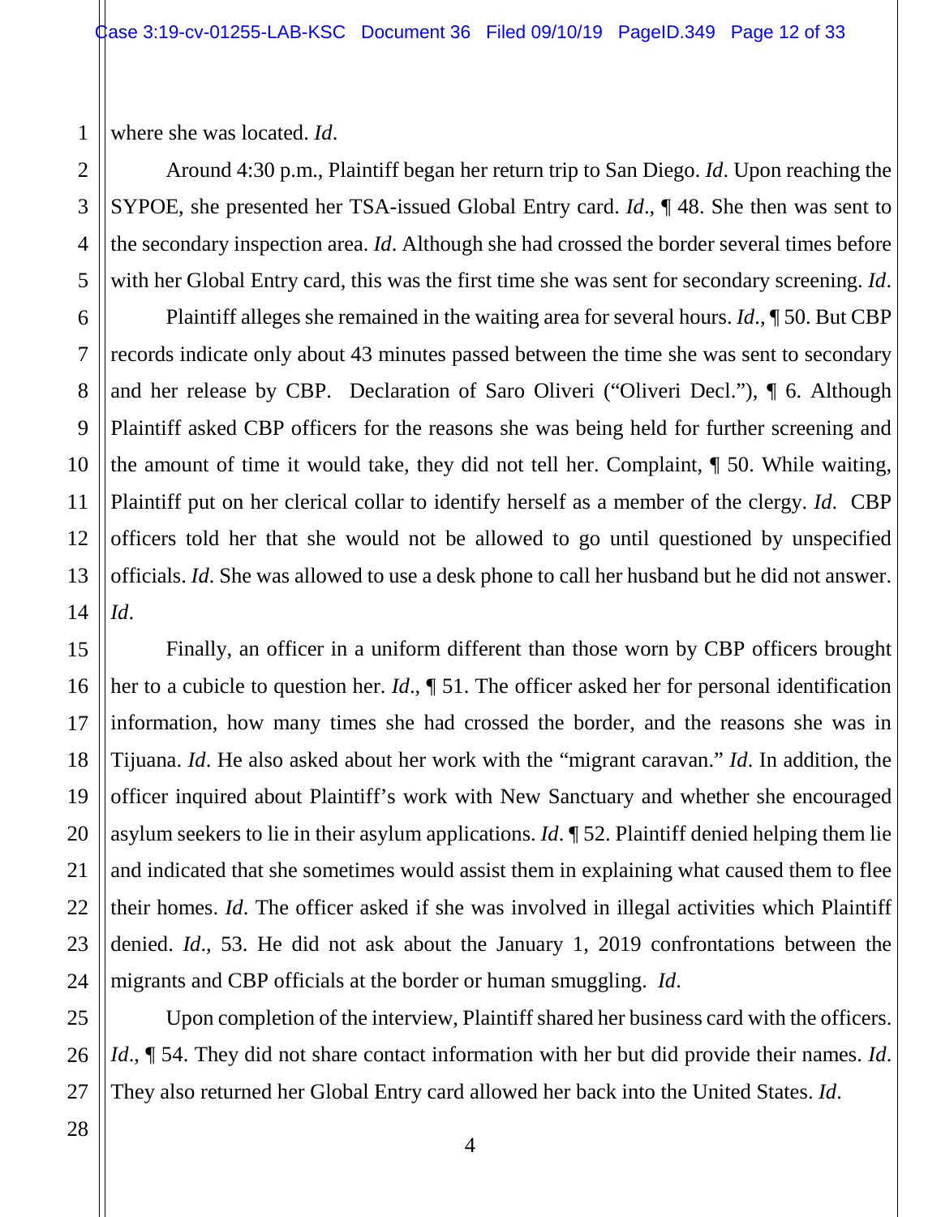where she was located. *Id*.

Around 4:30 p.m., Plaintiff began her return trip to San Diego. *Id*. Upon reaching the SYPOE, she presented her TSA-issued Global Entry card. *Id*., ¶ 48. She then was sent to the secondary inspection area. *Id*. Although she had crossed the border several times before with her Global Entry card, this was the first time she was sent for secondary screening. *Id*.

Plaintiff alleges she remained in the waiting area for several hours. *Id*., ¶ 50. But CBP records indicate only about 43 minutes passed between the time she was sent to secondary and her release by CBP. Declaration of Saro Oliveri ("Oliveri Decl."), ¶ 6. Although Plaintiff asked CBP officers for the reasons she was being held for further screening and the amount of time it would take, they did not tell her. Complaint, ¶ 50. While waiting, Plaintiff put on her clerical collar to identify herself as a member of the clergy. *Id*. CBP officers told her that she would not be allowed to go until questioned by unspecified officials. *Id*. She was allowed to use a desk phone to call her husband but he did not answer. *Id*.

Finally, an officer in a uniform different than those worn by CBP officers brought her to a cubicle to question her. *Id*., ¶ 51. The officer asked her for personal identification information, how many times she had crossed the border, and the reasons she was in Tijuana. *Id*. He also asked about her work with the "migrant caravan." *Id*. In addition, the officer inquired about Plaintiff's work with New Sanctuary and whether she encouraged asylum seekers to lie in their asylum applications. *Id*. ¶ 52. Plaintiff denied helping them lie and indicated that she sometimes would assist them in explaining what caused them to flee their homes. *Id*. The officer asked if she was involved in illegal activities which Plaintiff denied. *Id*., 53. He did not ask about the January 1, 2019 confrontations between the migrants and CBP officials at the border or human smuggling. *Id*.

Upon completion of the interview, Plaintiff shared her business card with the officers. *Id*., ¶ 54. They did not share contact information with her but did provide their names. *Id*. They also returned her Global Entry card allowed her back into the United States. *Id*.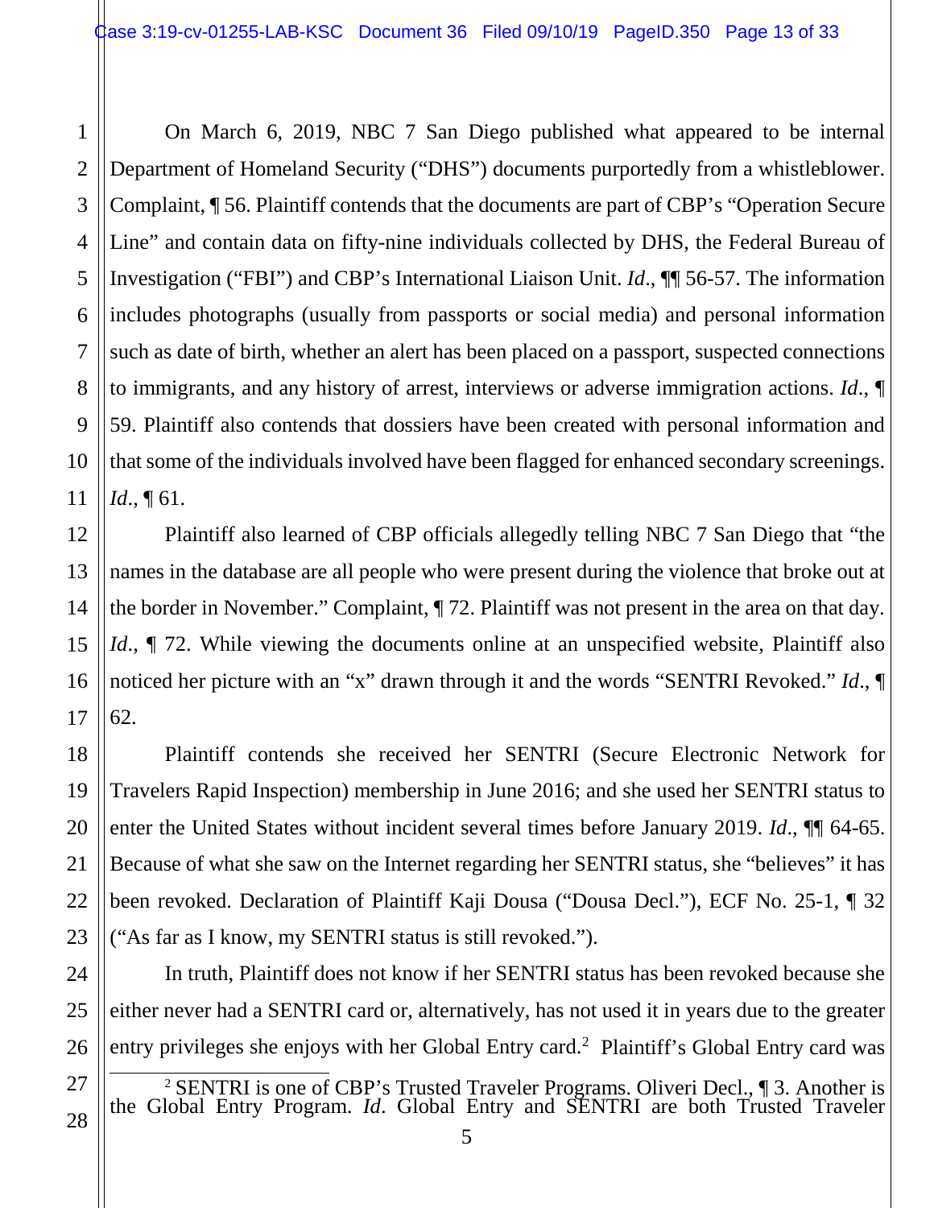On March 6, 2019, NBC 7 San Diego published what appeared to be internal Department of Homeland Security ("DHS") documents purportedly from a whistleblower. Complaint, ¶ 56. Plaintiff contends that the documents are part of CBP's "Operation Secure Line" and contain data on fifty-nine individuals collected by DHS, the Federal Bureau of Investigation ("FBI") and CBP's International Liaison Unit. *Id*., ¶¶ 56-57. The information includes photographs (usually from passports or social media) and personal information such as date of birth, whether an alert has been placed on a passport, suspected connections to immigrants, and any history of arrest, interviews or adverse immigration actions. *Id*., ¶ 59. Plaintiff also contends that dossiers have been created with personal information and that some of the individuals involved have been flagged for enhanced secondary screenings. *Id*., ¶ 61.

Plaintiff also learned of CBP officials allegedly telling NBC 7 San Diego that "the names in the database are all people who were present during the violence that broke out at the border in November." Complaint, ¶ 72. Plaintiff was not present in the area on that day. *Id*., ¶ 72. While viewing the documents online at an unspecified website, Plaintiff also noticed her picture with an "x" drawn through it and the words "SENTRI Revoked." *Id*., ¶ 62.

Plaintiff contends she received her SENTRI (Secure Electronic Network for Travelers Rapid Inspection) membership in June 2016; and she used her SENTRI status to enter the United States without incident several times before January 2019. *Id*., ¶¶ 64-65. Because of what she saw on the Internet regarding her SENTRI status, she "believes" it has been revoked. Declaration of Plaintiff Kaji Dousa ("Dousa Decl."), ECF No. 25-1, ¶ 32 ("As far as I know, my SENTRI status is still revoked.").

In truth, Plaintiff does not know if her SENTRI status has been revoked because she either never had a SENTRI card or, alternatively, has not used it in years due to the greater entry privileges she enjoys with her Global Entry card.[2] Plaintiff's Global Entry card was

[2] SENTRI is one of CBP's Trusted Traveler Programs. Oliveri Decl., ¶ 3. Another is the Global Entry Program. *Id*. Global Entry and SENTRI are both Trusted Traveler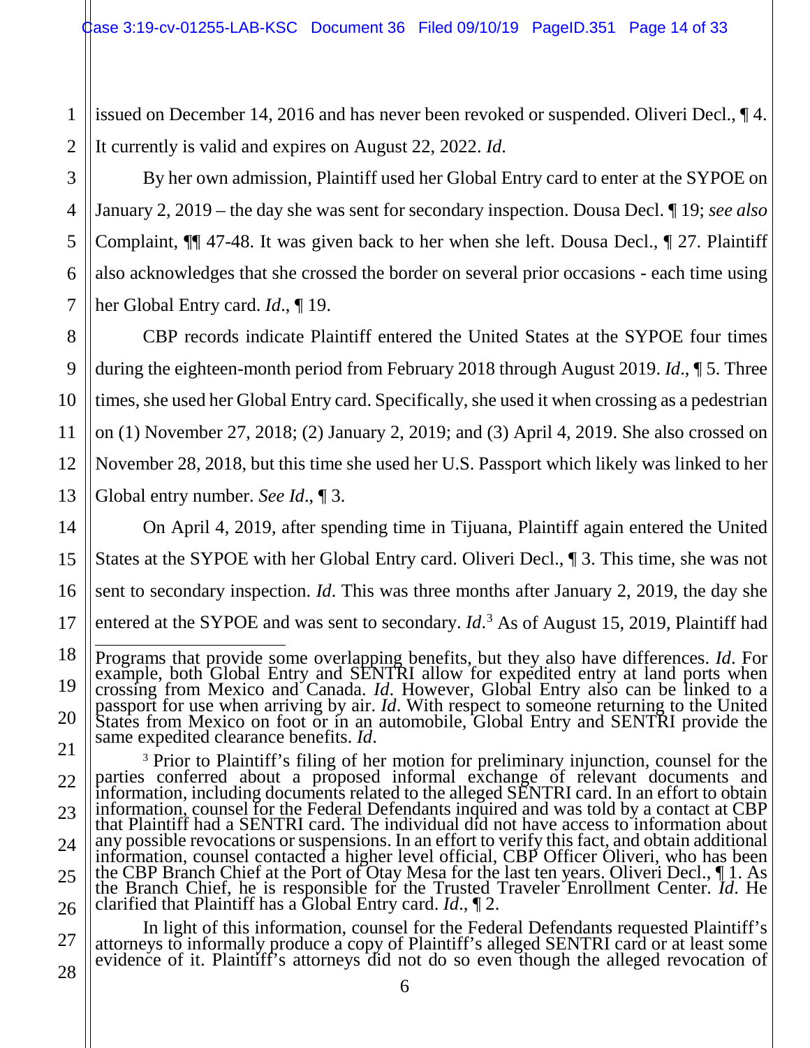issued on December 14, 2016 and has never been revoked or suspended. Oliveri Decl., ¶ 4. It currently is valid and expires on August 22, 2022. *Id.*

By her own admission, Plaintiff used her Global Entry card to enter at the SYPOE on January 2, 2019 – the day she was sent for secondary inspection. Dousa Decl. ¶ 19; *see also* Complaint, ¶¶ 47-48. It was given back to her when she left. Dousa Decl., ¶ 27. Plaintiff also acknowledges that she crossed the border on several prior occasions - each time using her Global Entry card. *Id*., ¶ 19.

CBP records indicate Plaintiff entered the United States at the SYPOE four times during the eighteen-month period from February 2018 through August 2019. *Id*., ¶ 5. Three times, she used her Global Entry card. Specifically, she used it when crossing as a pedestrian on (1) November 27, 2018; (2) January 2, 2019; and (3) April 4, 2019. She also crossed on November 28, 2018, but this time she used her U.S. Passport which likely was linked to her Global entry number. *See Id*., ¶ 3.

On April 4, 2019, after spending time in Tijuana, Plaintiff again entered the United States at the SYPOE with her Global Entry card. Oliveri Decl., ¶ 3. This time, she was not sent to secondary inspection. *Id*. This was three months after January 2, 2019, the day she entered at the SYPOE and was sent to secondary. *Id*.[3] As of August 15, 2019, Plaintiff had

---

Programs that provide some overlapping benefits, but they also have differences. *Id*. For example, both Global Entry and SENTRI allow for expedited entry at land ports when crossing from Mexico and Canada. *Id*. However, Global Entry also can be linked to a passport for use when arriving by air. *Id*. With respect to someone returning to the United States from Mexico on foot or in an automobile, Global Entry and SENTRI provide the same expedited clearance benefits. *Id*.

[3] Prior to Plaintiff's filing of her motion for preliminary injunction, counsel for the parties conferred about a proposed informal exchange of relevant documents and information, including documents related to the alleged SENTRI card. In an effort to obtain information, counsel for the Federal Defendants inquired and was told by a contact at CBP that Plaintiff had a SENTRI card. The individual did not have access to information about any possible revocations or suspensions. In an effort to verify this fact, and obtain additional information, counsel contacted a higher level official, CBP Officer Oliveri, who has been the CBP Branch Chief at the Port of Otay Mesa for the last ten years. Oliveri Decl., ¶ 1. As the Branch Chief, he is responsible for the Trusted Traveler Enrollment Center. *Id*. He clarified that Plaintiff has a Global Entry card. *Id*., ¶ 2.

In light of this information, counsel for the Federal Defendants requested Plaintiff's attorneys to informally produce a copy of Plaintiff's alleged SENTRI card or at least some evidence of it. Plaintiff's attorneys did not do so even though the alleged revocation of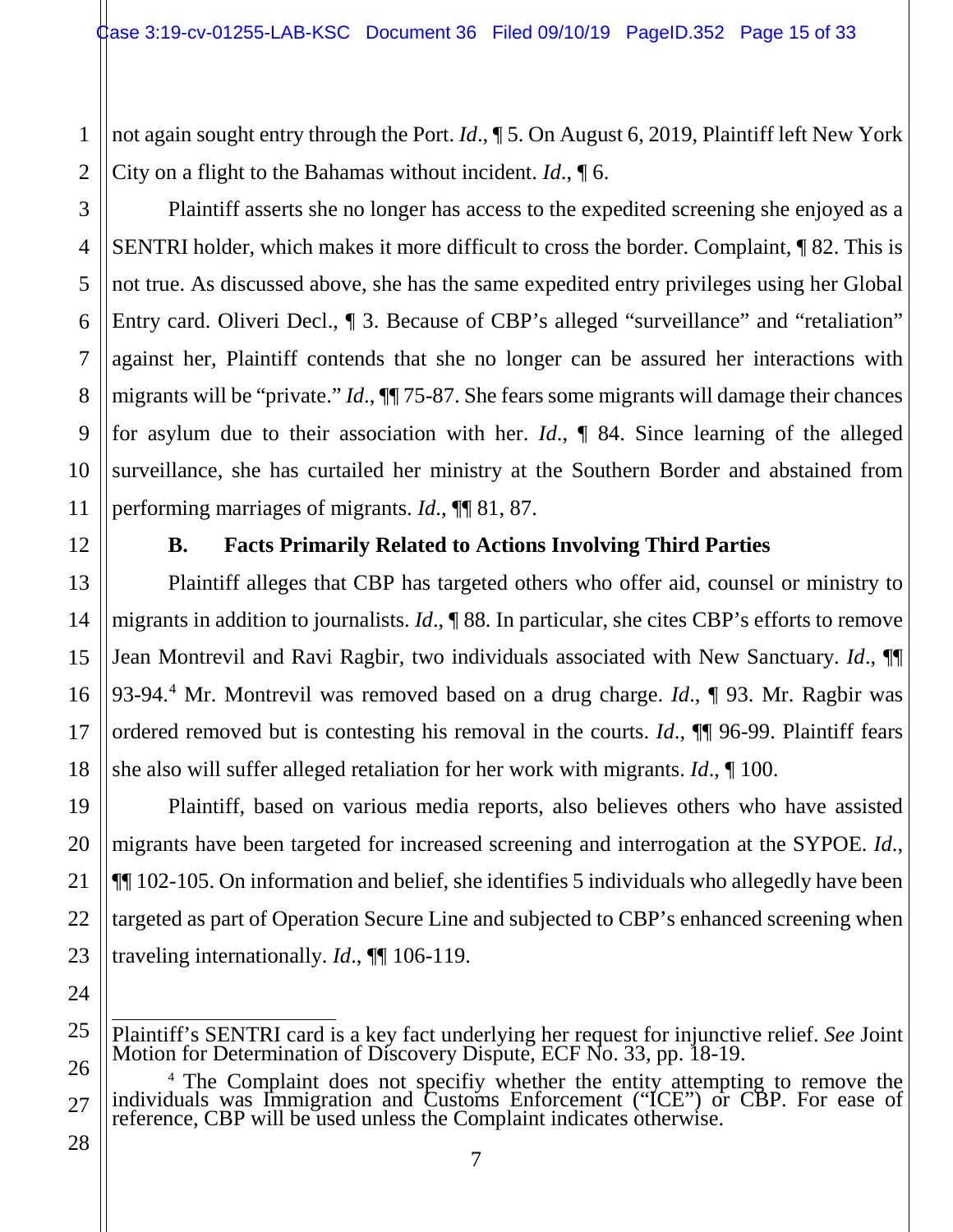not again sought entry through the Port. *Id*., ¶ 5. On August 6, 2019, Plaintiff left New York City on a flight to the Bahamas without incident. *Id*., ¶ 6.

Plaintiff asserts she no longer has access to the expedited screening she enjoyed as a SENTRI holder, which makes it more difficult to cross the border. Complaint, ¶ 82. This is not true. As discussed above, she has the same expedited entry privileges using her Global Entry card. Oliveri Decl., ¶ 3. Because of CBP's alleged "surveillance" and "retaliation" against her, Plaintiff contends that she no longer can be assured her interactions with migrants will be "private." *Id*., ¶¶ 75-87. She fears some migrants will damage their chances for asylum due to their association with her. *Id*., ¶ 84. Since learning of the alleged surveillance, she has curtailed her ministry at the Southern Border and abstained from performing marriages of migrants. *Id*., ¶¶ 81, 87.

### B. Facts Primarily Related to Actions Involving Third Parties

Plaintiff alleges that CBP has targeted others who offer aid, counsel or ministry to migrants in addition to journalists. *Id*., ¶ 88. In particular, she cites CBP's efforts to remove Jean Montrevil and Ravi Ragbir, two individuals associated with New Sanctuary. *Id*., ¶¶ 93-94.[4] Mr. Montrevil was removed based on a drug charge. *Id*., ¶ 93. Mr. Ragbir was ordered removed but is contesting his removal in the courts. *Id*., ¶¶ 96-99. Plaintiff fears she also will suffer alleged retaliation for her work with migrants. *Id*., ¶ 100.

Plaintiff, based on various media reports, also believes others who have assisted migrants have been targeted for increased screening and interrogation at the SYPOE. *Id*., ¶¶ 102-105. On information and belief, she identifies 5 individuals who allegedly have been targeted as part of Operation Secure Line and subjected to CBP's enhanced screening when traveling internationally. *Id*., ¶¶ 106-119.

---

Plaintiff's SENTRI card is a key fact underlying her request for injunctive relief. *See* Joint Motion for Determination of Discovery Dispute, ECF No. 33, pp. 18-19.

[4] The Complaint does not specifiy whether the entity attempting to remove the individuals was Immigration and Customs Enforcement ("ICE") or CBP. For ease of reference, CBP will be used unless the Complaint indicates otherwise.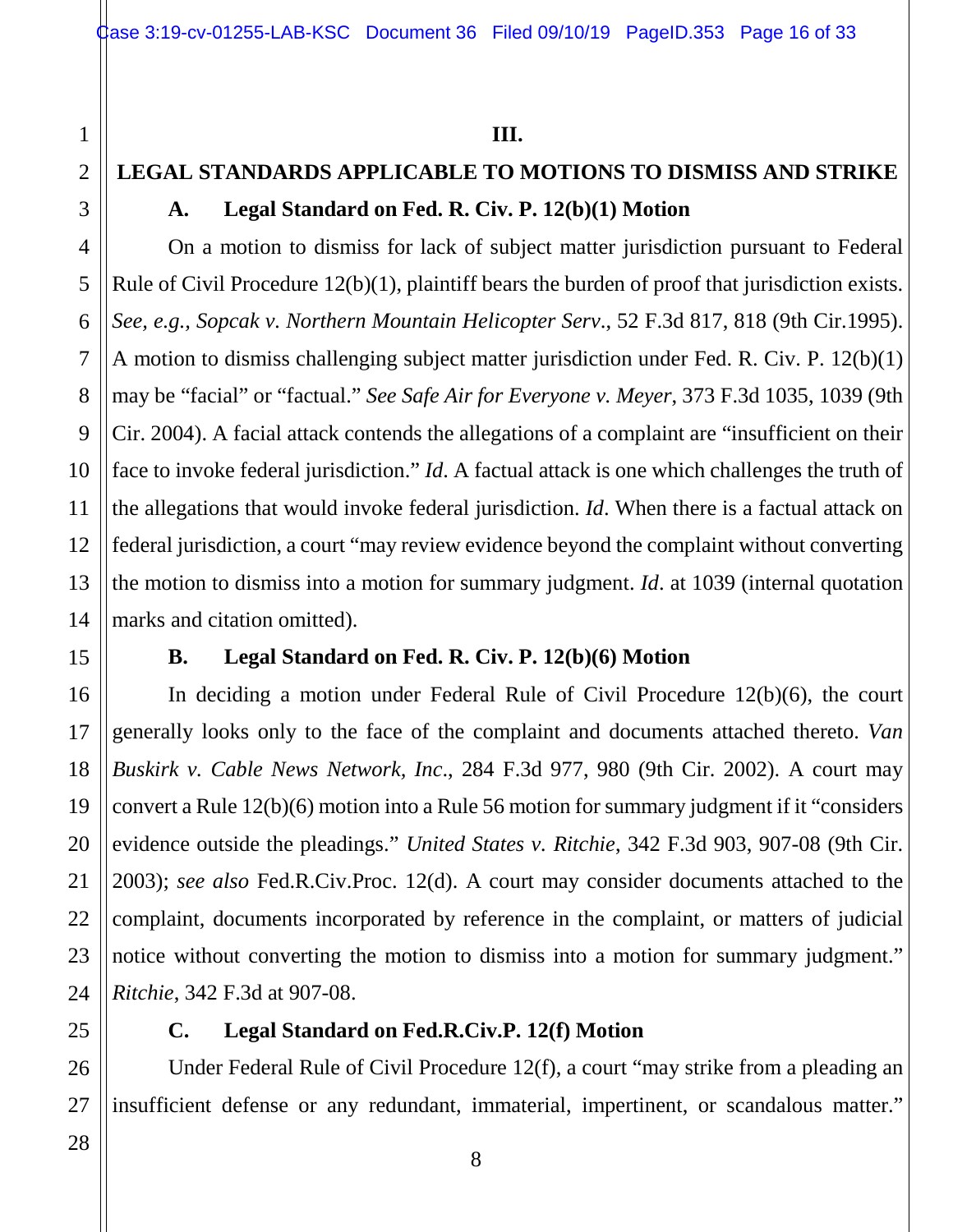## III.

## LEGAL STANDARDS APPLICABLE TO MOTIONS TO DISMISS AND STRIKE

### A. Legal Standard on Fed. R. Civ. P. 12(b)(1) Motion

On a motion to dismiss for lack of subject matter jurisdiction pursuant to Federal Rule of Civil Procedure 12(b)(1), plaintiff bears the burden of proof that jurisdiction exists. *See, e.g., Sopcak v. Northern Mountain Helicopter Serv.*, 52 F.3d 817, 818 (9th Cir.1995). A motion to dismiss challenging subject matter jurisdiction under Fed. R. Civ. P. 12(b)(1) may be "facial" or "factual." *See Safe Air for Everyone v. Meyer*, 373 F.3d 1035, 1039 (9th Cir. 2004). A facial attack contends the allegations of a complaint are "insufficient on their face to invoke federal jurisdiction." *Id*. A factual attack is one which challenges the truth of the allegations that would invoke federal jurisdiction. *Id*. When there is a factual attack on federal jurisdiction, a court "may review evidence beyond the complaint without converting the motion to dismiss into a motion for summary judgment. *Id*. at 1039 (internal quotation marks and citation omitted).

### B. Legal Standard on Fed. R. Civ. P. 12(b)(6) Motion

In deciding a motion under Federal Rule of Civil Procedure 12(b)(6), the court generally looks only to the face of the complaint and documents attached thereto. *Van Buskirk v. Cable News Network, Inc*., 284 F.3d 977, 980 (9th Cir. 2002). A court may convert a Rule 12(b)(6) motion into a Rule 56 motion for summary judgment if it "considers evidence outside the pleadings." *United States v. Ritchie*, 342 F.3d 903, 907-08 (9th Cir. 2003); *see also* Fed.R.Civ.Proc. 12(d). A court may consider documents attached to the complaint, documents incorporated by reference in the complaint, or matters of judicial notice without converting the motion to dismiss into a motion for summary judgment." *Ritchie*, 342 F.3d at 907-08.

### C. Legal Standard on Fed.R.Civ.P. 12(f) Motion

Under Federal Rule of Civil Procedure 12(f), a court "may strike from a pleading an insufficient defense or any redundant, immaterial, impertinent, or scandalous matter."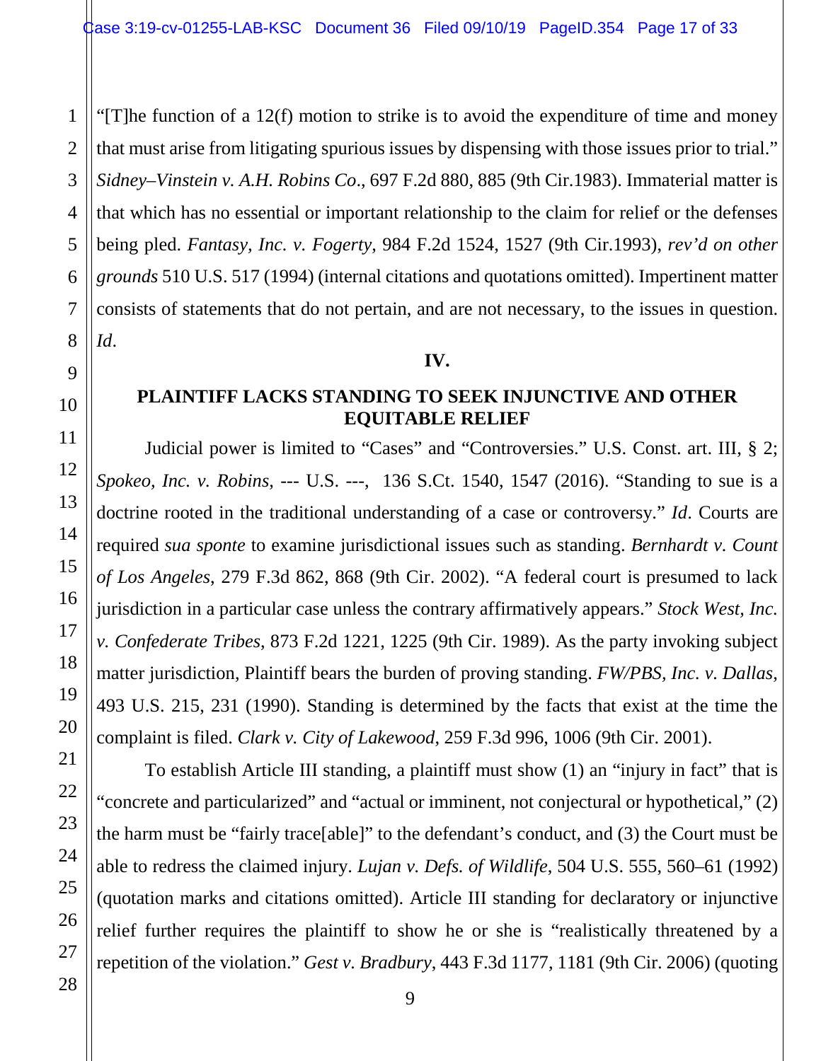"[T]he function of a 12(f) motion to strike is to avoid the expenditure of time and money that must arise from litigating spurious issues by dispensing with those issues prior to trial." *Sidney–Vinstein v. A.H. Robins Co*., 697 F.2d 880, 885 (9th Cir.1983). Immaterial matter is that which has no essential or important relationship to the claim for relief or the defenses being pled. *Fantasy, Inc. v. Fogerty,* 984 F.2d 1524, 1527 (9th Cir.1993), *rev'd on other grounds* 510 U.S. 517 (1994) (internal citations and quotations omitted). Impertinent matter consists of statements that do not pertain, and are not necessary, to the issues in question. *Id*.

## IV.

## PLAINTIFF LACKS STANDING TO SEEK INJUNCTIVE AND OTHER EQUITABLE RELIEF

Judicial power is limited to "Cases" and "Controversies." U.S. Const. art. III, § 2; *Spokeo, Inc. v. Robins,* --- U.S. ---, 136 S.Ct. 1540, 1547 (2016). "Standing to sue is a doctrine rooted in the traditional understanding of a case or controversy." *Id*. Courts are required *sua sponte* to examine jurisdictional issues such as standing. *Bernhardt v. Count of Los Angeles*, 279 F.3d 862, 868 (9th Cir. 2002). "A federal court is presumed to lack jurisdiction in a particular case unless the contrary affirmatively appears." *Stock West, Inc. v. Confederate Tribes*, 873 F.2d 1221, 1225 (9th Cir. 1989). As the party invoking subject matter jurisdiction, Plaintiff bears the burden of proving standing. *FW/PBS, Inc. v. Dallas*, 493 U.S. 215, 231 (1990). Standing is determined by the facts that exist at the time the complaint is filed. *Clark v. City of Lakewood*, 259 F.3d 996, 1006 (9th Cir. 2001).

To establish Article III standing, a plaintiff must show (1) an "injury in fact" that is "concrete and particularized" and "actual or imminent, not conjectural or hypothetical," (2) the harm must be "fairly trace[able]" to the defendant's conduct, and (3) the Court must be able to redress the claimed injury. *Lujan v. Defs. of Wildlife*, 504 U.S. 555, 560–61 (1992) (quotation marks and citations omitted). Article III standing for declaratory or injunctive relief further requires the plaintiff to show he or she is "realistically threatened by a repetition of the violation." *Gest v. Bradbury*, 443 F.3d 1177, 1181 (9th Cir. 2006) (quoting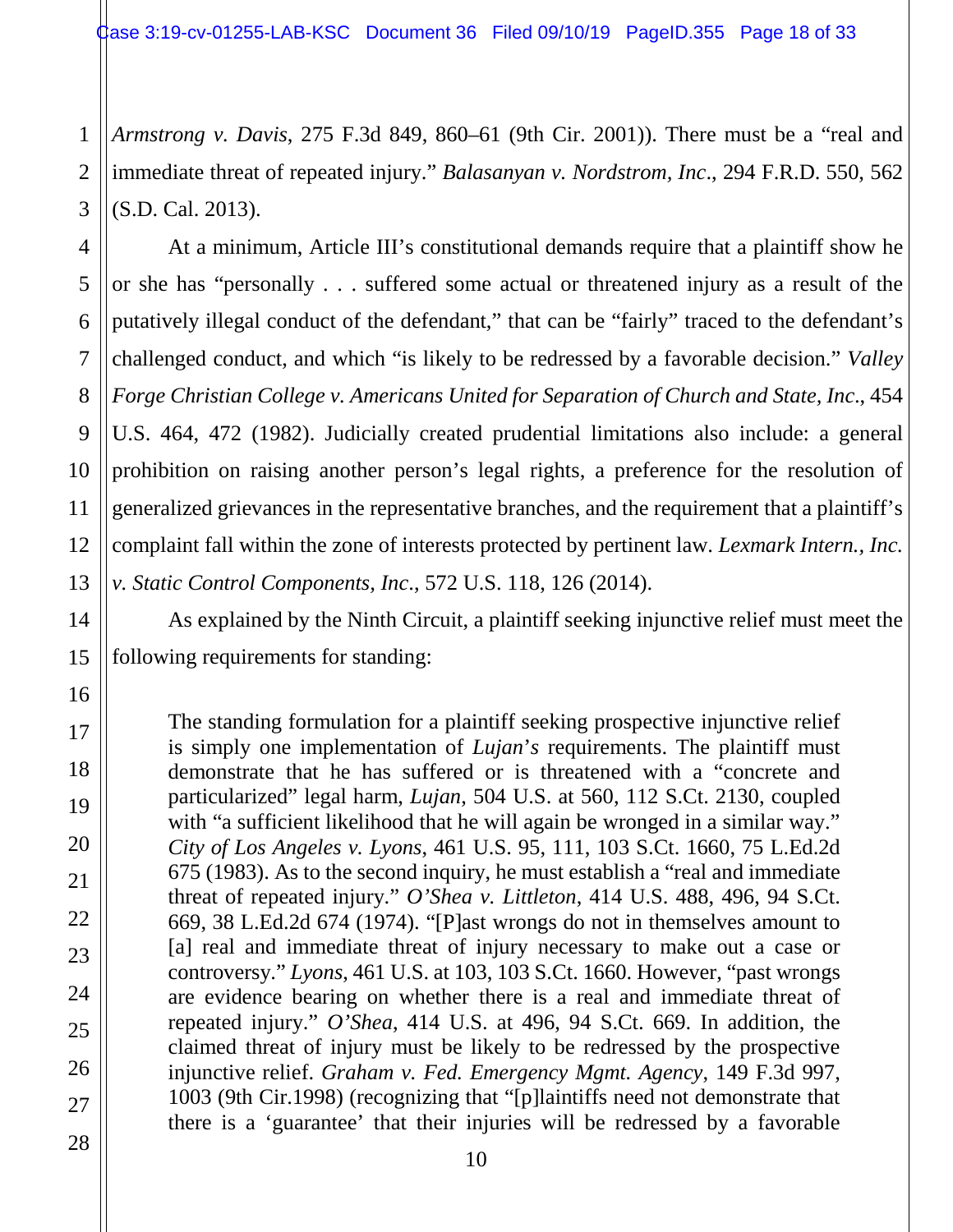*Armstrong v. Davis*, 275 F.3d 849, 860–61 (9th Cir. 2001)). There must be a "real and immediate threat of repeated injury." *Balasanyan v. Nordstrom, Inc*., 294 F.R.D. 550, 562 (S.D. Cal. 2013).

At a minimum, Article III's constitutional demands require that a plaintiff show he or she has "personally . . . suffered some actual or threatened injury as a result of the putatively illegal conduct of the defendant," that can be "fairly" traced to the defendant's challenged conduct, and which "is likely to be redressed by a favorable decision." *Valley Forge Christian College v. Americans United for Separation of Church and State, Inc*., 454 U.S. 464, 472 (1982). Judicially created prudential limitations also include: a general prohibition on raising another person's legal rights, a preference for the resolution of generalized grievances in the representative branches, and the requirement that a plaintiff's complaint fall within the zone of interests protected by pertinent law. *Lexmark Intern., Inc. v. Static Control Components, Inc*., 572 U.S. 118, 126 (2014).

As explained by the Ninth Circuit, a plaintiff seeking injunctive relief must meet the following requirements for standing:

> The standing formulation for a plaintiff seeking prospective injunctive relief is simply one implementation of *Lujan*'*s* requirements. The plaintiff must demonstrate that he has suffered or is threatened with a "concrete and particularized" legal harm, *Lujan*, 504 U.S. at 560, 112 S.Ct. 2130, coupled with "a sufficient likelihood that he will again be wronged in a similar way." *City of Los Angeles v. Lyons*, 461 U.S. 95, 111, 103 S.Ct. 1660, 75 L.Ed.2d 675 (1983). As to the second inquiry, he must establish a "real and immediate threat of repeated injury." *O'Shea v. Littleton*, 414 U.S. 488, 496, 94 S.Ct. 669, 38 L.Ed.2d 674 (1974). "[P]ast wrongs do not in themselves amount to [a] real and immediate threat of injury necessary to make out a case or controversy." *Lyons*, 461 U.S. at 103, 103 S.Ct. 1660. However, "past wrongs are evidence bearing on whether there is a real and immediate threat of repeated injury." *O'Shea*, 414 U.S. at 496, 94 S.Ct. 669. In addition, the claimed threat of injury must be likely to be redressed by the prospective injunctive relief. *Graham v. Fed. Emergency Mgmt. Agency*, 149 F.3d 997, 1003 (9th Cir.1998) (recognizing that "[p]laintiffs need not demonstrate that there is a 'guarantee' that their injuries will be redressed by a favorable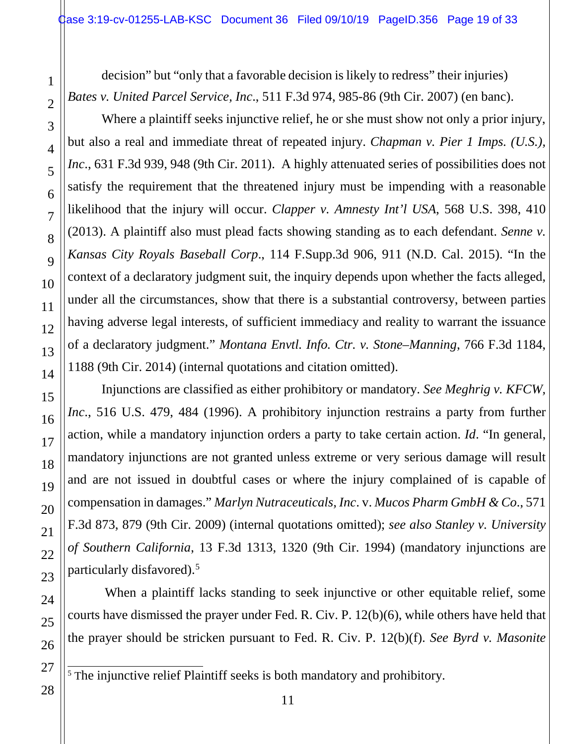decision" but "only that a favorable decision is likely to redress" their injuries) *Bates v. United Parcel Service, Inc*., 511 F.3d 974, 985-86 (9th Cir. 2007) (en banc).

Where a plaintiff seeks injunctive relief, he or she must show not only a prior injury, but also a real and immediate threat of repeated injury. *Chapman v. Pier 1 Imps. (U.S.), Inc*., 631 F.3d 939, 948 (9th Cir. 2011). A highly attenuated series of possibilities does not satisfy the requirement that the threatened injury must be impending with a reasonable likelihood that the injury will occur. *Clapper v. Amnesty Int'l USA*, 568 U.S. 398, 410 (2013). A plaintiff also must plead facts showing standing as to each defendant. *Senne v. Kansas City Royals Baseball Corp*., 114 F.Supp.3d 906, 911 (N.D. Cal. 2015). "In the context of a declaratory judgment suit, the inquiry depends upon whether the facts alleged, under all the circumstances, show that there is a substantial controversy, between parties having adverse legal interests, of sufficient immediacy and reality to warrant the issuance of a declaratory judgment." *Montana Envtl. Info. Ctr. v. Stone–Manning*, 766 F.3d 1184, 1188 (9th Cir. 2014) (internal quotations and citation omitted).

Injunctions are classified as either prohibitory or mandatory. *See Meghrig v. KFCW, Inc*., 516 U.S. 479, 484 (1996). A prohibitory injunction restrains a party from further action, while a mandatory injunction orders a party to take certain action. *Id*. "In general, mandatory injunctions are not granted unless extreme or very serious damage will result and are not issued in doubtful cases or where the injury complained of is capable of compensation in damages." *Marlyn Nutraceuticals, Inc*. v. *Mucos Pharm GmbH & Co*., 571 F.3d 873, 879 (9th Cir. 2009) (internal quotations omitted); *see also Stanley v. University of Southern California*, 13 F.3d 1313, 1320 (9th Cir. 1994) (mandatory injunctions are particularly disfavored).[5]

When a plaintiff lacks standing to seek injunctive or other equitable relief, some courts have dismissed the prayer under Fed. R. Civ. P. 12(b)(6), while others have held that the prayer should be stricken pursuant to Fed. R. Civ. P. 12(b)(f). *See Byrd v. Masonite*

---

[5] The injunctive relief Plaintiff seeks is both mandatory and prohibitory.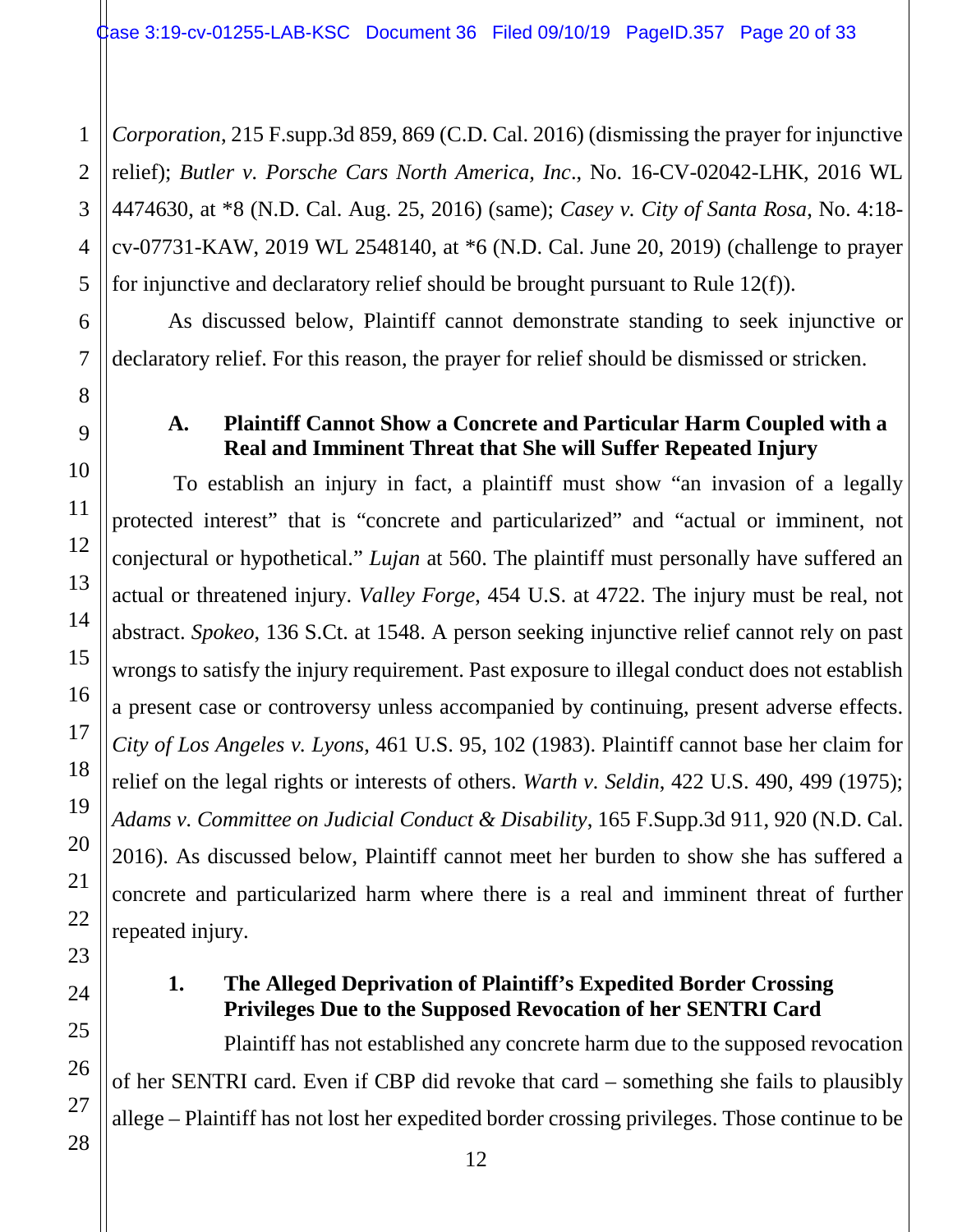*Corporation*, 215 F.supp.3d 859, 869 (C.D. Cal. 2016) (dismissing the prayer for injunctive relief); *Butler v. Porsche Cars North America, Inc*., No. 16-CV-02042-LHK, 2016 WL 4474630, at *8 (N.D. Cal. Aug. 25, 2016) (same); *Casey v. City of Santa Rosa*, No. 4:18-cv-07731-KAW, 2019 WL 2548140, at *6 (N.D. Cal. June 20, 2019) (challenge to prayer for injunctive and declaratory relief should be brought pursuant to Rule 12(f)).

As discussed below, Plaintiff cannot demonstrate standing to seek injunctive or declaratory relief. For this reason, the prayer for relief should be dismissed or stricken.

### A. Plaintiff Cannot Show a Concrete and Particular Harm Coupled with a Real and Imminent Threat that She will Suffer Repeated Injury

To establish an injury in fact, a plaintiff must show "an invasion of a legally protected interest" that is "concrete and particularized" and "actual or imminent, not conjectural or hypothetical." *Lujan* at 560. The plaintiff must personally have suffered an actual or threatened injury. *Valley Forge*, 454 U.S. at 4722. The injury must be real, not abstract. *Spokeo*, 136 S.Ct. at 1548. A person seeking injunctive relief cannot rely on past wrongs to satisfy the injury requirement. Past exposure to illegal conduct does not establish a present case or controversy unless accompanied by continuing, present adverse effects. *City of Los Angeles v. Lyons*, 461 U.S. 95, 102 (1983). Plaintiff cannot base her claim for relief on the legal rights or interests of others. *Warth v. Seldin*, 422 U.S. 490, 499 (1975); *Adams v. Committee on Judicial Conduct & Disability*, 165 F.Supp.3d 911, 920 (N.D. Cal. 2016). As discussed below, Plaintiff cannot meet her burden to show she has suffered a concrete and particularized harm where there is a real and imminent threat of further repeated injury.

#### 1. The Alleged Deprivation of Plaintiff's Expedited Border Crossing Privileges Due to the Supposed Revocation of her SENTRI Card

Plaintiff has not established any concrete harm due to the supposed revocation of her SENTRI card. Even if CBP did revoke that card – something she fails to plausibly allege – Plaintiff has not lost her expedited border crossing privileges. Those continue to be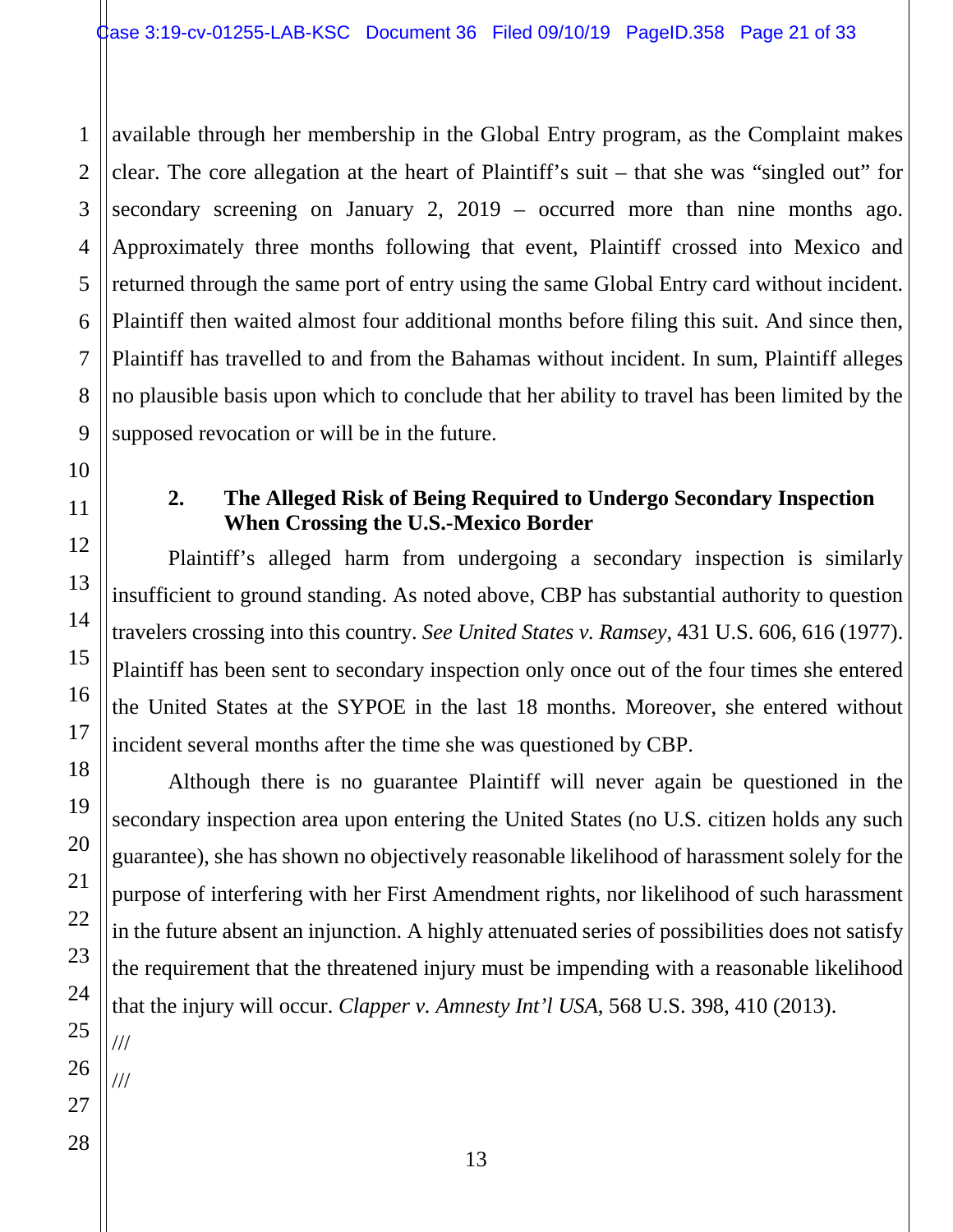available through her membership in the Global Entry program, as the Complaint makes clear. The core allegation at the heart of Plaintiff's suit – that she was "singled out" for secondary screening on January 2, 2019 – occurred more than nine months ago. Approximately three months following that event, Plaintiff crossed into Mexico and returned through the same port of entry using the same Global Entry card without incident. Plaintiff then waited almost four additional months before filing this suit. And since then, Plaintiff has travelled to and from the Bahamas without incident. In sum, Plaintiff alleges no plausible basis upon which to conclude that her ability to travel has been limited by the supposed revocation or will be in the future.

**2. The Alleged Risk of Being Required to Undergo Secondary Inspection When Crossing the U.S.-Mexico Border**

Plaintiff's alleged harm from undergoing a secondary inspection is similarly insufficient to ground standing. As noted above, CBP has substantial authority to question travelers crossing into this country. *See United States v. Ramsey*, 431 U.S. 606, 616 (1977). Plaintiff has been sent to secondary inspection only once out of the four times she entered the United States at the SYPOE in the last 18 months. Moreover, she entered without incident several months after the time she was questioned by CBP.

Although there is no guarantee Plaintiff will never again be questioned in the secondary inspection area upon entering the United States (no U.S. citizen holds any such guarantee), she has shown no objectively reasonable likelihood of harassment solely for the purpose of interfering with her First Amendment rights, nor likelihood of such harassment in the future absent an injunction. A highly attenuated series of possibilities does not satisfy the requirement that the threatened injury must be impending with a reasonable likelihood that the injury will occur. *Clapper v. Amnesty Int'l USA*, 568 U.S. 398, 410 (2013).

///

///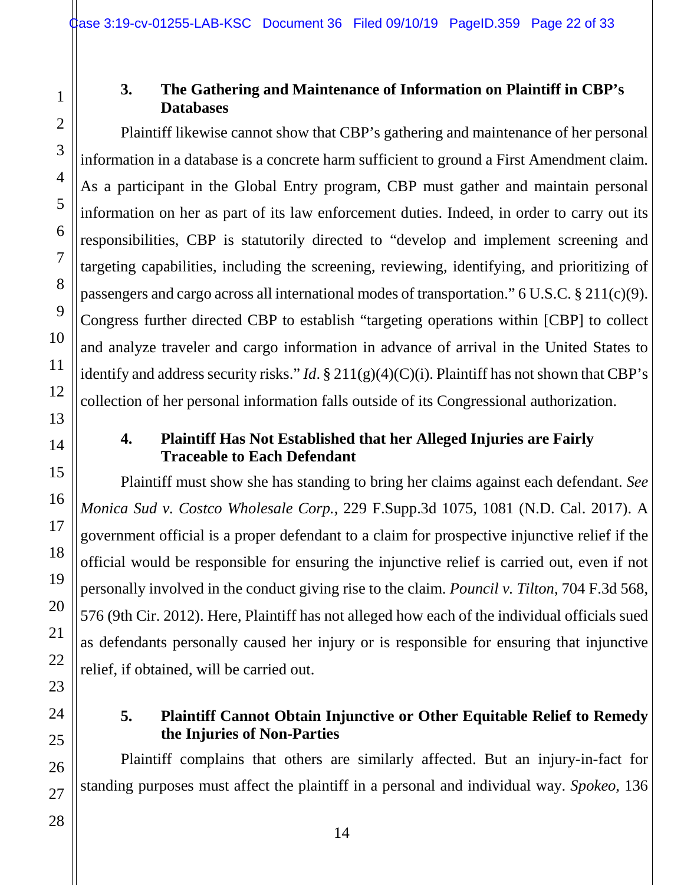### 3. The Gathering and Maintenance of Information on Plaintiff in CBP's Databases

Plaintiff likewise cannot show that CBP's gathering and maintenance of her personal information in a database is a concrete harm sufficient to ground a First Amendment claim. As a participant in the Global Entry program, CBP must gather and maintain personal information on her as part of its law enforcement duties. Indeed, in order to carry out its responsibilities, CBP is statutorily directed to "develop and implement screening and targeting capabilities, including the screening, reviewing, identifying, and prioritizing of passengers and cargo across all international modes of transportation." 6 U.S.C. § 211(c)(9). Congress further directed CBP to establish "targeting operations within [CBP] to collect and analyze traveler and cargo information in advance of arrival in the United States to identify and address security risks." *Id*. § 211(g)(4)(C)(i). Plaintiff has not shown that CBP's collection of her personal information falls outside of its Congressional authorization.

### 4. Plaintiff Has Not Established that her Alleged Injuries are Fairly Traceable to Each Defendant

Plaintiff must show she has standing to bring her claims against each defendant. *See Monica Sud v. Costco Wholesale Corp.*, 229 F.Supp.3d 1075, 1081 (N.D. Cal. 2017). A government official is a proper defendant to a claim for prospective injunctive relief if the official would be responsible for ensuring the injunctive relief is carried out, even if not personally involved in the conduct giving rise to the claim. *Pouncil v. Tilton*, 704 F.3d 568, 576 (9th Cir. 2012). Here, Plaintiff has not alleged how each of the individual officials sued as defendants personally caused her injury or is responsible for ensuring that injunctive relief, if obtained, will be carried out.

### 5. Plaintiff Cannot Obtain Injunctive or Other Equitable Relief to Remedy the Injuries of Non-Parties

Plaintiff complains that others are similarly affected. But an injury-in-fact for standing purposes must affect the plaintiff in a personal and individual way. *Spokeo*, 136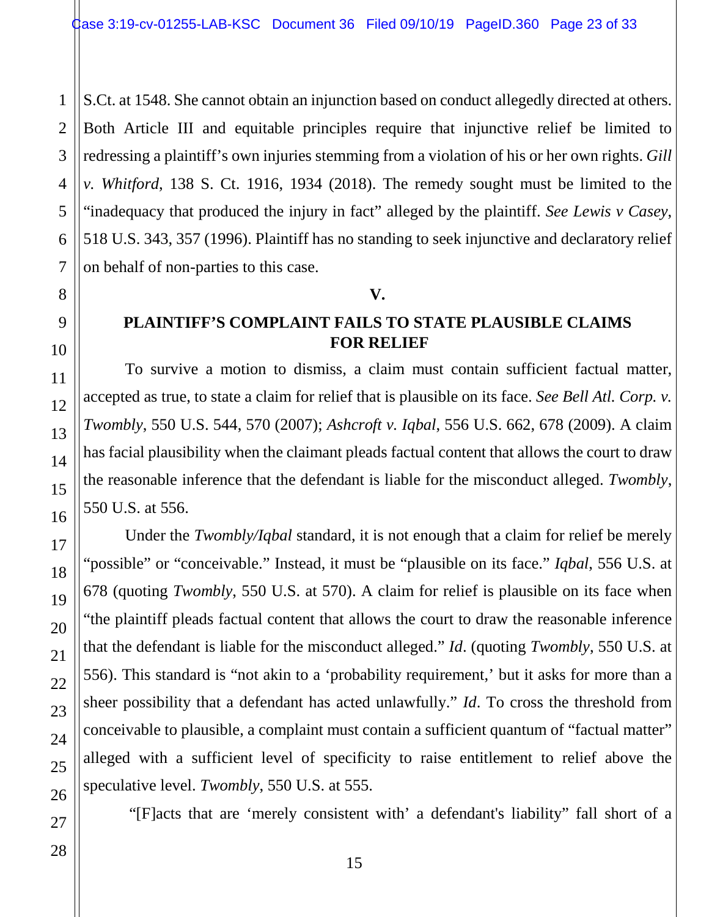S.Ct. at 1548. She cannot obtain an injunction based on conduct allegedly directed at others. Both Article III and equitable principles require that injunctive relief be limited to redressing a plaintiff's own injuries stemming from a violation of his or her own rights. *Gill v. Whitford*, 138 S. Ct. 1916, 1934 (2018). The remedy sought must be limited to the "inadequacy that produced the injury in fact" alleged by the plaintiff. *See Lewis v Casey*, 518 U.S. 343, 357 (1996). Plaintiff has no standing to seek injunctive and declaratory relief on behalf of non-parties to this case.

## V.

## PLAINTIFF'S COMPLAINT FAILS TO STATE PLAUSIBLE CLAIMS FOR RELIEF

To survive a motion to dismiss, a claim must contain sufficient factual matter, accepted as true, to state a claim for relief that is plausible on its face. *See Bell Atl. Corp. v. Twombly*, 550 U.S. 544, 570 (2007); *Ashcroft v. Iqbal*, 556 U.S. 662, 678 (2009). A claim has facial plausibility when the claimant pleads factual content that allows the court to draw the reasonable inference that the defendant is liable for the misconduct alleged. *Twombly*, 550 U.S. at 556.

Under the *Twombly/Iqbal* standard, it is not enough that a claim for relief be merely "possible" or "conceivable." Instead, it must be "plausible on its face." *Iqbal*, 556 U.S. at 678 (quoting *Twombly*, 550 U.S. at 570). A claim for relief is plausible on its face when "the plaintiff pleads factual content that allows the court to draw the reasonable inference that the defendant is liable for the misconduct alleged." *Id*. (quoting *Twombly*, 550 U.S. at 556). This standard is "not akin to a 'probability requirement,' but it asks for more than a sheer possibility that a defendant has acted unlawfully." *Id*. To cross the threshold from conceivable to plausible, a complaint must contain a sufficient quantum of "factual matter" alleged with a sufficient level of specificity to raise entitlement to relief above the speculative level. *Twombly*, 550 U.S. at 555.

"[F]acts that are 'merely consistent with' a defendant's liability" fall short of a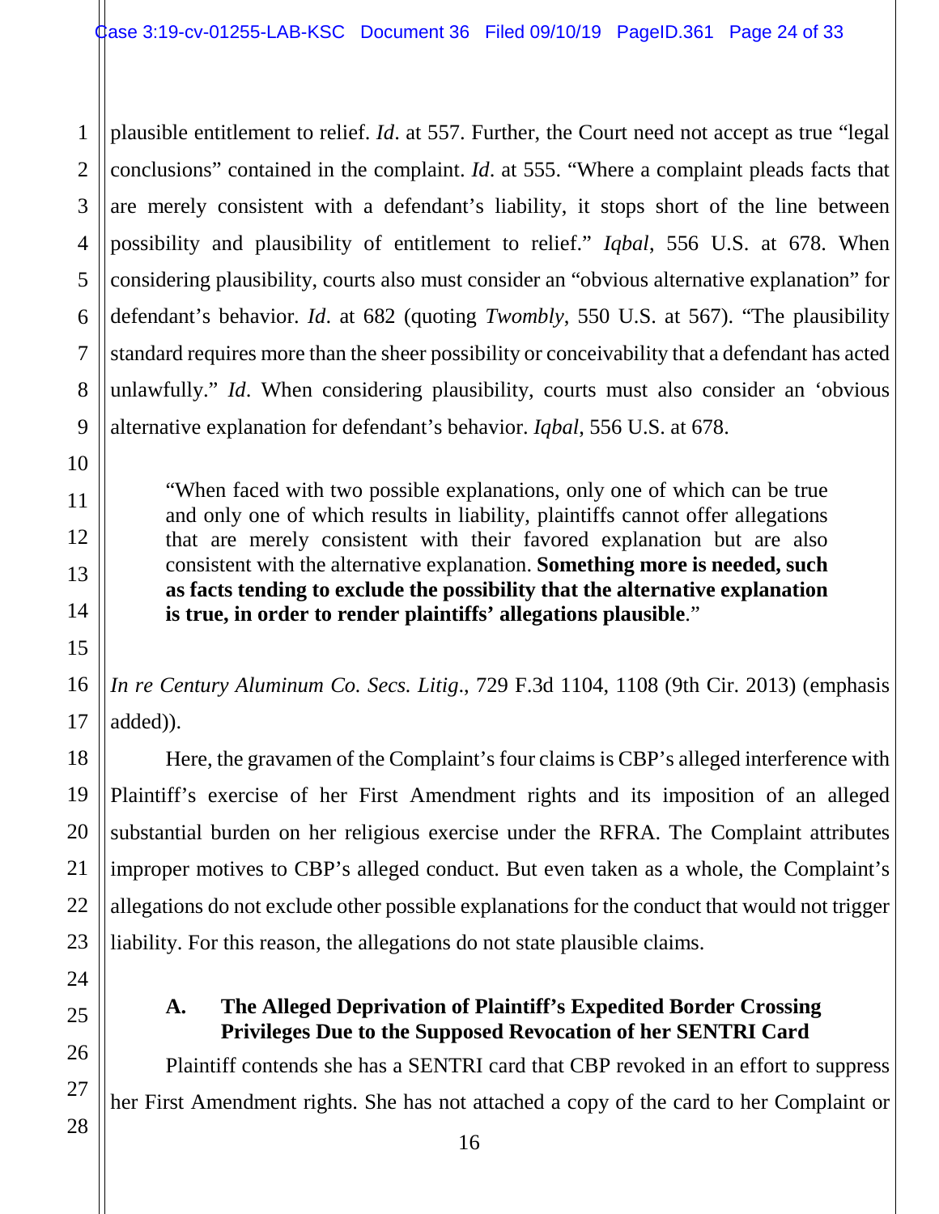plausible entitlement to relief. *Id*. at 557. Further, the Court need not accept as true "legal conclusions" contained in the complaint. *Id*. at 555. "Where a complaint pleads facts that are merely consistent with a defendant's liability, it stops short of the line between possibility and plausibility of entitlement to relief." *Iqbal*, 556 U.S. at 678. When considering plausibility, courts also must consider an "obvious alternative explanation" for defendant's behavior. *Id*. at 682 (quoting *Twombly*, 550 U.S. at 567). "The plausibility standard requires more than the sheer possibility or conceivability that a defendant has acted unlawfully." *Id*. When considering plausibility, courts must also consider an 'obvious alternative explanation for defendant's behavior. *Iqbal*, 556 U.S. at 678.

> "When faced with two possible explanations, only one of which can be true and only one of which results in liability, plaintiffs cannot offer allegations that are merely consistent with their favored explanation but are also consistent with the alternative explanation. **Something more is needed, such as facts tending to exclude the possibility that the alternative explanation is true, in order to render plaintiffs' allegations plausible**."

*In re Century Aluminum Co. Secs. Litig*., 729 F.3d 1104, 1108 (9th Cir. 2013) (emphasis added)).

Here, the gravamen of the Complaint's four claims is CBP's alleged interference with Plaintiff's exercise of her First Amendment rights and its imposition of an alleged substantial burden on her religious exercise under the RFRA. The Complaint attributes improper motives to CBP's alleged conduct. But even taken as a whole, the Complaint's allegations do not exclude other possible explanations for the conduct that would not trigger liability. For this reason, the allegations do not state plausible claims.

### A. The Alleged Deprivation of Plaintiff's Expedited Border Crossing Privileges Due to the Supposed Revocation of her SENTRI Card

Plaintiff contends she has a SENTRI card that CBP revoked in an effort to suppress her First Amendment rights. She has not attached a copy of the card to her Complaint or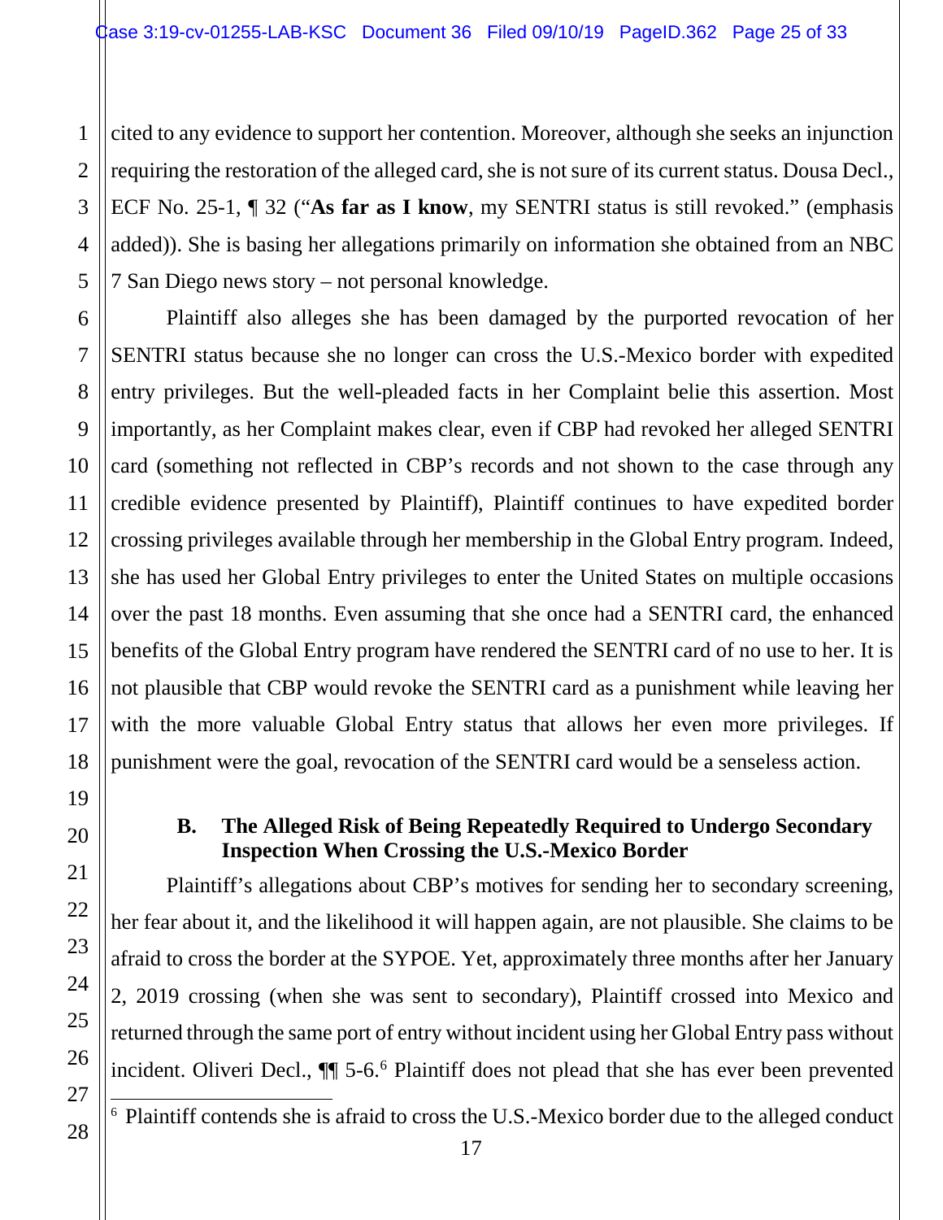cited to any evidence to support her contention. Moreover, although she seeks an injunction requiring the restoration of the alleged card, she is not sure of its current status. Dousa Decl., ECF No. 25-1, ¶ 32 ("**As far as I know**, my SENTRI status is still revoked." (emphasis added)). She is basing her allegations primarily on information she obtained from an NBC 7 San Diego news story – not personal knowledge.

Plaintiff also alleges she has been damaged by the purported revocation of her SENTRI status because she no longer can cross the U.S.-Mexico border with expedited entry privileges. But the well-pleaded facts in her Complaint belie this assertion. Most importantly, as her Complaint makes clear, even if CBP had revoked her alleged SENTRI card (something not reflected in CBP's records and not shown to the case through any credible evidence presented by Plaintiff), Plaintiff continues to have expedited border crossing privileges available through her membership in the Global Entry program. Indeed, she has used her Global Entry privileges to enter the United States on multiple occasions over the past 18 months. Even assuming that she once had a SENTRI card, the enhanced benefits of the Global Entry program have rendered the SENTRI card of no use to her. It is not plausible that CBP would revoke the SENTRI card as a punishment while leaving her with the more valuable Global Entry status that allows her even more privileges. If punishment were the goal, revocation of the SENTRI card would be a senseless action.

### B. The Alleged Risk of Being Repeatedly Required to Undergo Secondary Inspection When Crossing the U.S.-Mexico Border

Plaintiff's allegations about CBP's motives for sending her to secondary screening, her fear about it, and the likelihood it will happen again, are not plausible. She claims to be afraid to cross the border at the SYPOE. Yet, approximately three months after her January 2, 2019 crossing (when she was sent to secondary), Plaintiff crossed into Mexico and returned through the same port of entry without incident using her Global Entry pass without incident. Oliveri Decl., ¶¶ 5-6.[6] Plaintiff does not plead that she has ever been prevented

[6] Plaintiff contends she is afraid to cross the U.S.-Mexico border due to the alleged conduct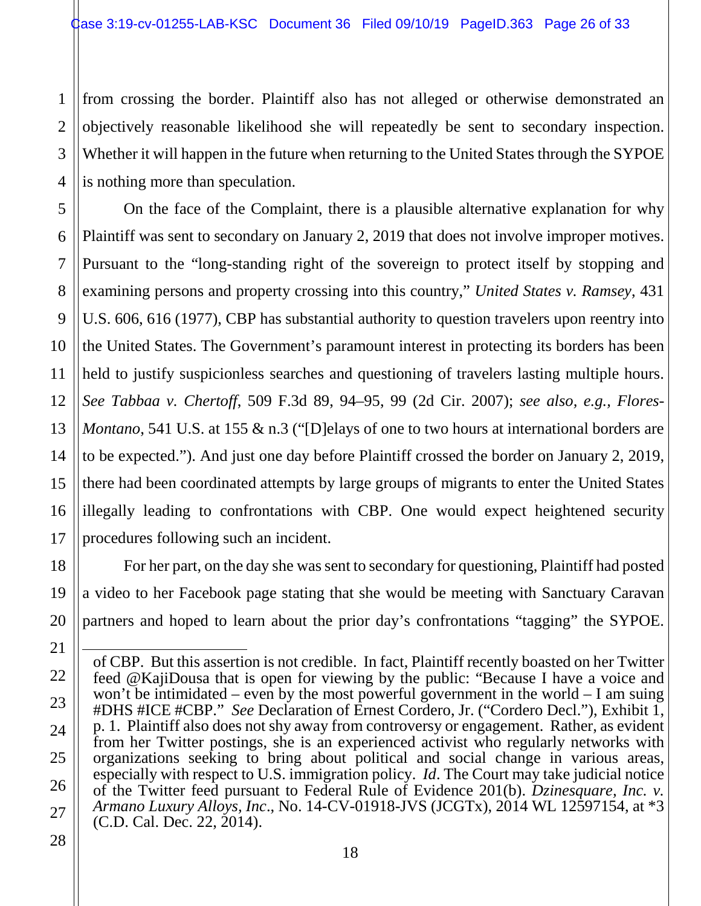from crossing the border. Plaintiff also has not alleged or otherwise demonstrated an objectively reasonable likelihood she will repeatedly be sent to secondary inspection. Whether it will happen in the future when returning to the United States through the SYPOE is nothing more than speculation.

On the face of the Complaint, there is a plausible alternative explanation for why Plaintiff was sent to secondary on January 2, 2019 that does not involve improper motives. Pursuant to the "long-standing right of the sovereign to protect itself by stopping and examining persons and property crossing into this country," *United States v. Ramsey*, 431 U.S. 606, 616 (1977), CBP has substantial authority to question travelers upon reentry into the United States. The Government's paramount interest in protecting its borders has been held to justify suspicionless searches and questioning of travelers lasting multiple hours. *See Tabbaa v. Chertoff*, 509 F.3d 89, 94–95, 99 (2d Cir. 2007); *see also, e.g., Flores-Montano*, 541 U.S. at 155 & n.3 ("[D]elays of one to two hours at international borders are to be expected."). And just one day before Plaintiff crossed the border on January 2, 2019, there had been coordinated attempts by large groups of migrants to enter the United States illegally leading to confrontations with CBP. One would expect heightened security procedures following such an incident.

For her part, on the day she was sent to secondary for questioning, Plaintiff had posted a video to her Facebook page stating that she would be meeting with Sanctuary Caravan partners and hoped to learn about the prior day's confrontations "tagging" the SYPOE.

---

of CBP. But this assertion is not credible. In fact, Plaintiff recently boasted on her Twitter feed @KajiDousa that is open for viewing by the public: "Because I have a voice and won't be intimidated – even by the most powerful government in the world – I am suing #DHS #ICE #CBP." *See* Declaration of Ernest Cordero, Jr. ("Cordero Decl."), Exhibit 1, p. 1. Plaintiff also does not shy away from controversy or engagement. Rather, as evident from her Twitter postings, she is an experienced activist who regularly networks with organizations seeking to bring about political and social change in various areas, especially with respect to U.S. immigration policy. *Id*. The Court may take judicial notice of the Twitter feed pursuant to Federal Rule of Evidence 201(b). *Dzinesquare, Inc. v. Armano Luxury Alloys, Inc*., No. 14-CV-01918-JVS (JCGTx), 2014 WL 12597154, at *3 (C.D. Cal. Dec. 22, 2014).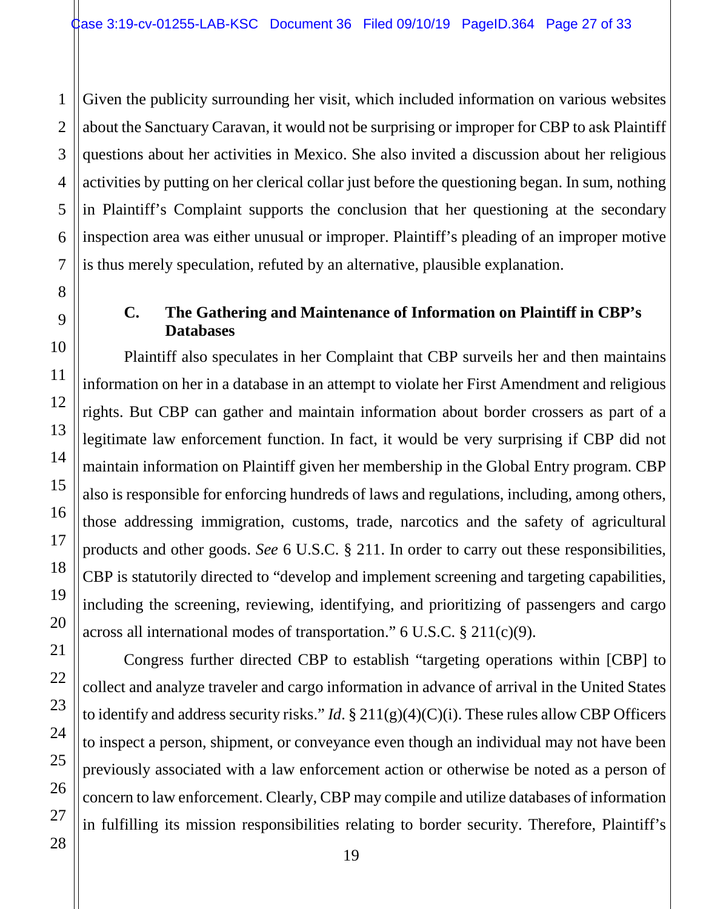Given the publicity surrounding her visit, which included information on various websites about the Sanctuary Caravan, it would not be surprising or improper for CBP to ask Plaintiff questions about her activities in Mexico. She also invited a discussion about her religious activities by putting on her clerical collar just before the questioning began. In sum, nothing in Plaintiff's Complaint supports the conclusion that her questioning at the secondary inspection area was either unusual or improper. Plaintiff's pleading of an improper motive is thus merely speculation, refuted by an alternative, plausible explanation.

### C. The Gathering and Maintenance of Information on Plaintiff in CBP's Databases

Plaintiff also speculates in her Complaint that CBP surveils her and then maintains information on her in a database in an attempt to violate her First Amendment and religious rights. But CBP can gather and maintain information about border crossers as part of a legitimate law enforcement function. In fact, it would be very surprising if CBP did not maintain information on Plaintiff given her membership in the Global Entry program. CBP also is responsible for enforcing hundreds of laws and regulations, including, among others, those addressing immigration, customs, trade, narcotics and the safety of agricultural products and other goods. *See* 6 U.S.C. § 211. In order to carry out these responsibilities, CBP is statutorily directed to "develop and implement screening and targeting capabilities, including the screening, reviewing, identifying, and prioritizing of passengers and cargo across all international modes of transportation." 6 U.S.C. § 211(c)(9).

Congress further directed CBP to establish "targeting operations within [CBP] to collect and analyze traveler and cargo information in advance of arrival in the United States to identify and address security risks." *Id*. § 211(g)(4)(C)(i). These rules allow CBP Officers to inspect a person, shipment, or conveyance even though an individual may not have been previously associated with a law enforcement action or otherwise be noted as a person of concern to law enforcement. Clearly, CBP may compile and utilize databases of information in fulfilling its mission responsibilities relating to border security. Therefore, Plaintiff's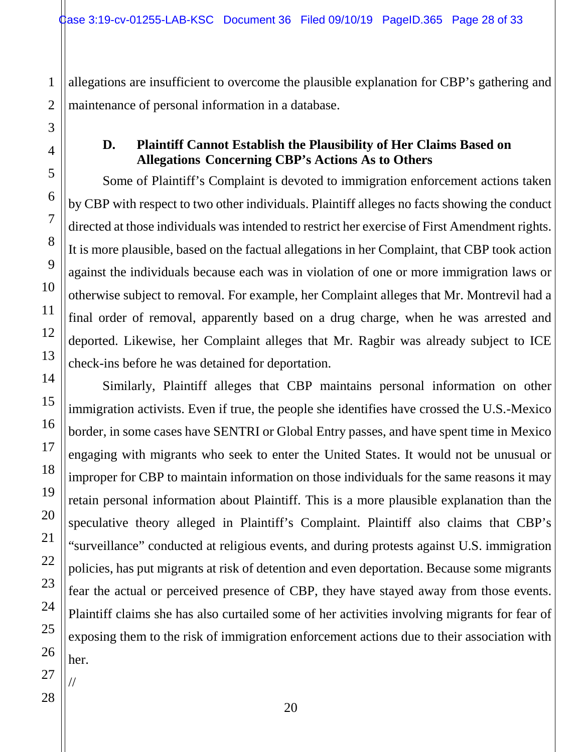allegations are insufficient to overcome the plausible explanation for CBP's gathering and maintenance of personal information in a database.

### D. Plaintiff Cannot Establish the Plausibility of Her Claims Based on Allegations Concerning CBP's Actions As to Others

Some of Plaintiff's Complaint is devoted to immigration enforcement actions taken by CBP with respect to two other individuals. Plaintiff alleges no facts showing the conduct directed at those individuals was intended to restrict her exercise of First Amendment rights. It is more plausible, based on the factual allegations in her Complaint, that CBP took action against the individuals because each was in violation of one or more immigration laws or otherwise subject to removal. For example, her Complaint alleges that Mr. Montrevil had a final order of removal, apparently based on a drug charge, when he was arrested and deported. Likewise, her Complaint alleges that Mr. Ragbir was already subject to ICE check-ins before he was detained for deportation.

Similarly, Plaintiff alleges that CBP maintains personal information on other immigration activists. Even if true, the people she identifies have crossed the U.S.-Mexico border, in some cases have SENTRI or Global Entry passes, and have spent time in Mexico engaging with migrants who seek to enter the United States. It would not be unusual or improper for CBP to maintain information on those individuals for the same reasons it may retain personal information about Plaintiff. This is a more plausible explanation than the speculative theory alleged in Plaintiff's Complaint. Plaintiff also claims that CBP's "surveillance" conducted at religious events, and during protests against U.S. immigration policies, has put migrants at risk of detention and even deportation. Because some migrants fear the actual or perceived presence of CBP, they have stayed away from those events. Plaintiff claims she has also curtailed some of her activities involving migrants for fear of exposing them to the risk of immigration enforcement actions due to their association with her.

//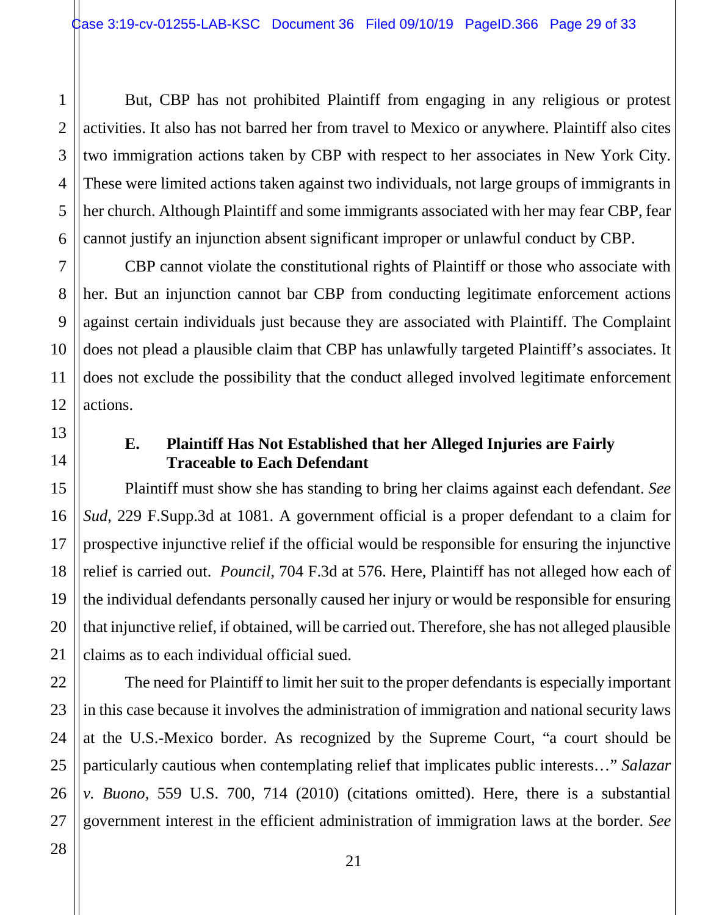But, CBP has not prohibited Plaintiff from engaging in any religious or protest activities. It also has not barred her from travel to Mexico or anywhere. Plaintiff also cites two immigration actions taken by CBP with respect to her associates in New York City. These were limited actions taken against two individuals, not large groups of immigrants in her church. Although Plaintiff and some immigrants associated with her may fear CBP, fear cannot justify an injunction absent significant improper or unlawful conduct by CBP.

CBP cannot violate the constitutional rights of Plaintiff or those who associate with her. But an injunction cannot bar CBP from conducting legitimate enforcement actions against certain individuals just because they are associated with Plaintiff. The Complaint does not plead a plausible claim that CBP has unlawfully targeted Plaintiff's associates. It does not exclude the possibility that the conduct alleged involved legitimate enforcement actions.

### E. Plaintiff Has Not Established that her Alleged Injuries are Fairly Traceable to Each Defendant

Plaintiff must show she has standing to bring her claims against each defendant. *See Sud*, 229 F.Supp.3d at 1081. A government official is a proper defendant to a claim for prospective injunctive relief if the official would be responsible for ensuring the injunctive relief is carried out. *Pouncil*, 704 F.3d at 576. Here, Plaintiff has not alleged how each of the individual defendants personally caused her injury or would be responsible for ensuring that injunctive relief, if obtained, will be carried out. Therefore, she has not alleged plausible claims as to each individual official sued.

The need for Plaintiff to limit her suit to the proper defendants is especially important in this case because it involves the administration of immigration and national security laws at the U.S.-Mexico border. As recognized by the Supreme Court, "a court should be particularly cautious when contemplating relief that implicates public interests…" *Salazar v. Buono*, 559 U.S. 700, 714 (2010) (citations omitted). Here, there is a substantial government interest in the efficient administration of immigration laws at the border. *See*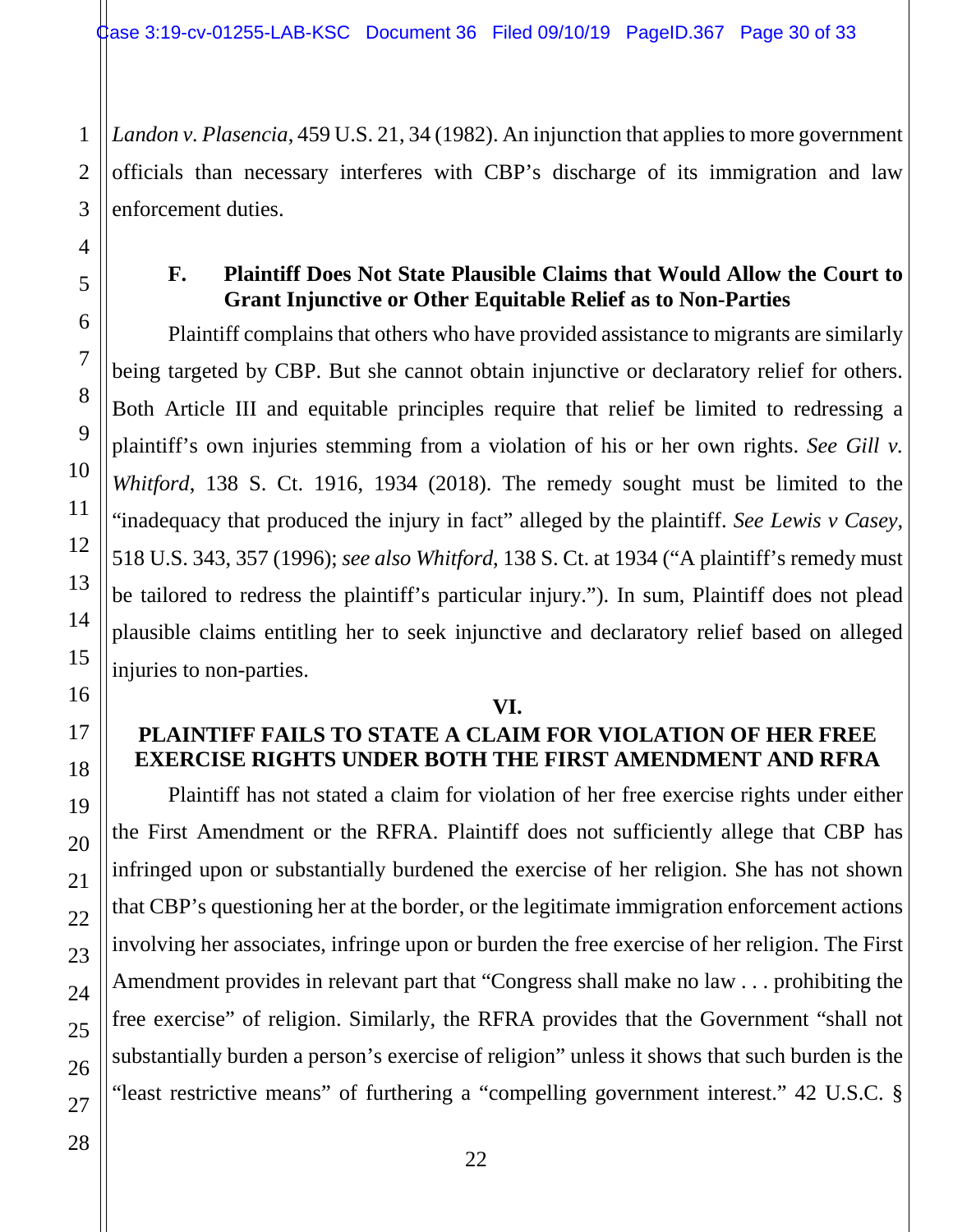*Landon v. Plasencia*, 459 U.S. 21, 34 (1982). An injunction that applies to more government officials than necessary interferes with CBP's discharge of its immigration and law enforcement duties.

### F. Plaintiff Does Not State Plausible Claims that Would Allow the Court to Grant Injunctive or Other Equitable Relief as to Non-Parties

Plaintiff complains that others who have provided assistance to migrants are similarly being targeted by CBP. But she cannot obtain injunctive or declaratory relief for others. Both Article III and equitable principles require that relief be limited to redressing a plaintiff's own injuries stemming from a violation of his or her own rights. *See Gill v. Whitford*, 138 S. Ct. 1916, 1934 (2018). The remedy sought must be limited to the "inadequacy that produced the injury in fact" alleged by the plaintiff. *See Lewis v Casey*, 518 U.S. 343, 357 (1996); *see also Whitford*, 138 S. Ct. at 1934 ("A plaintiff's remedy must be tailored to redress the plaintiff's particular injury."). In sum, Plaintiff does not plead plausible claims entitling her to seek injunctive and declaratory relief based on alleged injuries to non-parties.

## VI.
## PLAINTIFF FAILS TO STATE A CLAIM FOR VIOLATION OF HER FREE EXERCISE RIGHTS UNDER BOTH THE FIRST AMENDMENT AND RFRA

Plaintiff has not stated a claim for violation of her free exercise rights under either the First Amendment or the RFRA. Plaintiff does not sufficiently allege that CBP has infringed upon or substantially burdened the exercise of her religion. She has not shown that CBP's questioning her at the border, or the legitimate immigration enforcement actions involving her associates, infringe upon or burden the free exercise of her religion. The First Amendment provides in relevant part that "Congress shall make no law . . . prohibiting the free exercise" of religion. Similarly, the RFRA provides that the Government "shall not substantially burden a person's exercise of religion" unless it shows that such burden is the "least restrictive means" of furthering a "compelling government interest." 42 U.S.C. §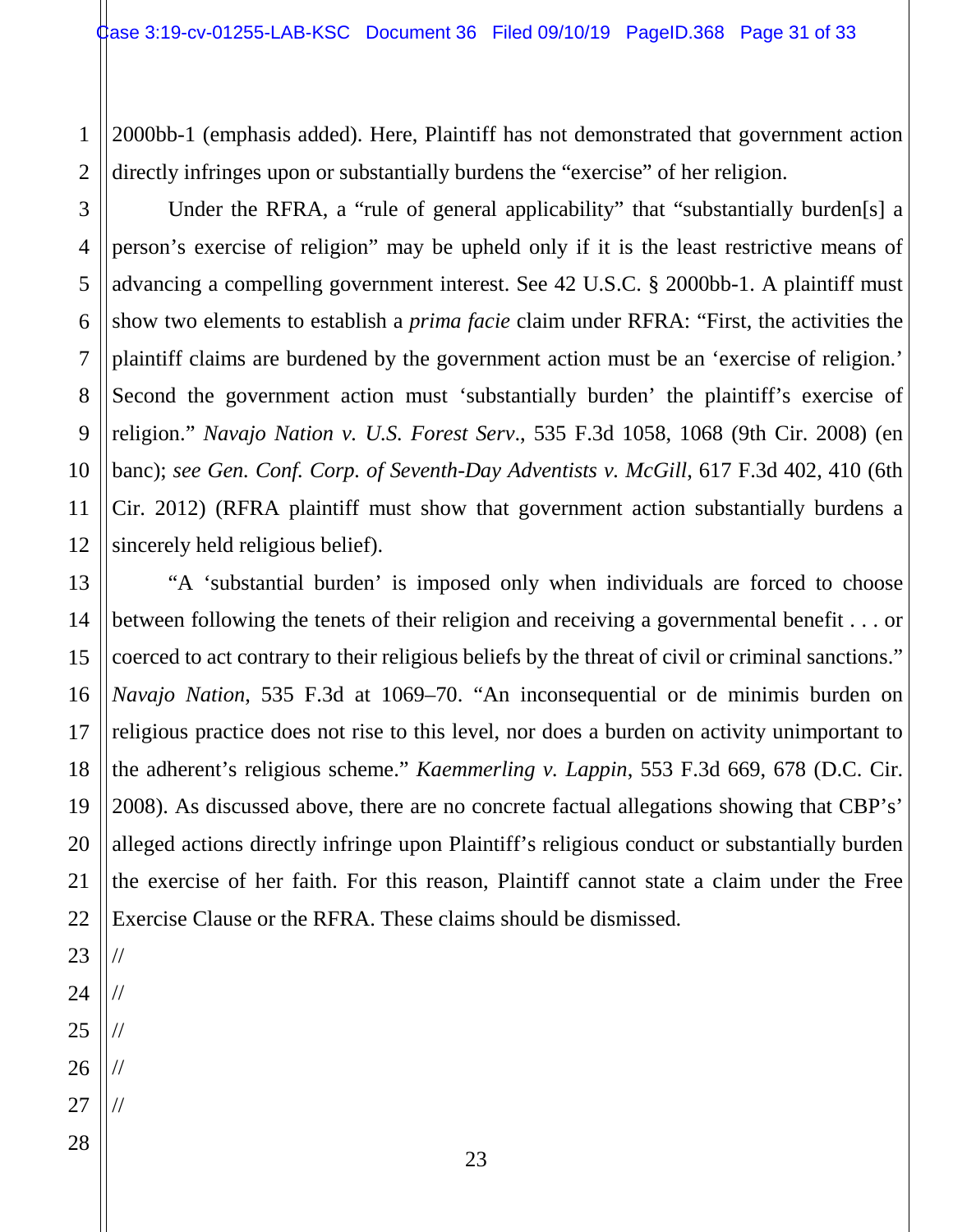2000bb-1 (emphasis added). Here, Plaintiff has not demonstrated that government action directly infringes upon or substantially burdens the "exercise" of her religion.

Under the RFRA, a "rule of general applicability" that "substantially burden[s] a person's exercise of religion" may be upheld only if it is the least restrictive means of advancing a compelling government interest. See 42 U.S.C. § 2000bb-1. A plaintiff must show two elements to establish a *prima facie* claim under RFRA: "First, the activities the plaintiff claims are burdened by the government action must be an 'exercise of religion.' Second the government action must 'substantially burden' the plaintiff's exercise of religion." *Navajo Nation v. U.S. Forest Serv.*, 535 F.3d 1058, 1068 (9th Cir. 2008) (en banc); *see Gen. Conf. Corp. of Seventh-Day Adventists v. McGill,* 617 F.3d 402, 410 (6th Cir. 2012) (RFRA plaintiff must show that government action substantially burdens a sincerely held religious belief).

"A 'substantial burden' is imposed only when individuals are forced to choose between following the tenets of their religion and receiving a governmental benefit . . . or coerced to act contrary to their religious beliefs by the threat of civil or criminal sanctions." *Navajo Nation,* 535 F.3d at 1069–70. "An inconsequential or de minimis burden on religious practice does not rise to this level, nor does a burden on activity unimportant to the adherent's religious scheme." *Kaemmerling v. Lappin*, 553 F.3d 669, 678 (D.C. Cir. 2008). As discussed above, there are no concrete factual allegations showing that CBP's' alleged actions directly infringe upon Plaintiff's religious conduct or substantially burden the exercise of her faith. For this reason, Plaintiff cannot state a claim under the Free Exercise Clause or the RFRA. These claims should be dismissed.

//

//

//

//

//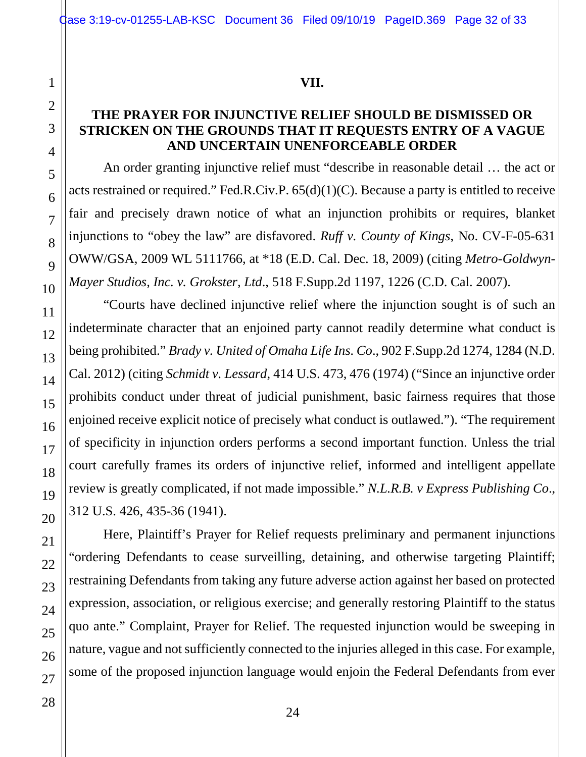## VII.

## THE PRAYER FOR INJUNCTIVE RELIEF SHOULD BE DISMISSED OR STRICKEN ON THE GROUNDS THAT IT REQUESTS ENTRY OF A VAGUE AND UNCERTAIN UNENFORCEABLE ORDER

An order granting injunctive relief must "describe in reasonable detail … the act or acts restrained or required." Fed.R.Civ.P. 65(d)(1)(C). Because a party is entitled to receive fair and precisely drawn notice of what an injunction prohibits or requires, blanket injunctions to "obey the law" are disfavored. *Ruff v. County of Kings*, No. CV-F-05-631 OWW/GSA, 2009 WL 5111766, at *18 (E.D. Cal. Dec. 18, 2009) (citing *Metro-Goldwyn-Mayer Studios, Inc. v. Grokster, Ltd*., 518 F.Supp.2d 1197, 1226 (C.D. Cal. 2007).

"Courts have declined injunctive relief where the injunction sought is of such an indeterminate character that an enjoined party cannot readily determine what conduct is being prohibited." *Brady v. United of Omaha Life Ins. Co*., 902 F.Supp.2d 1274, 1284 (N.D. Cal. 2012) (citing *Schmidt v. Lessard*, 414 U.S. 473, 476 (1974) ("Since an injunctive order prohibits conduct under threat of judicial punishment, basic fairness requires that those enjoined receive explicit notice of precisely what conduct is outlawed."). "The requirement of specificity in injunction orders performs a second important function. Unless the trial court carefully frames its orders of injunctive relief, informed and intelligent appellate review is greatly complicated, if not made impossible." *N.L.R.B. v Express Publishing Co*., 312 U.S. 426, 435-36 (1941).

Here, Plaintiff's Prayer for Relief requests preliminary and permanent injunctions "ordering Defendants to cease surveilling, detaining, and otherwise targeting Plaintiff; restraining Defendants from taking any future adverse action against her based on protected expression, association, or religious exercise; and generally restoring Plaintiff to the status quo ante." Complaint, Prayer for Relief. The requested injunction would be sweeping in nature, vague and not sufficiently connected to the injuries alleged in this case. For example, some of the proposed injunction language would enjoin the Federal Defendants from ever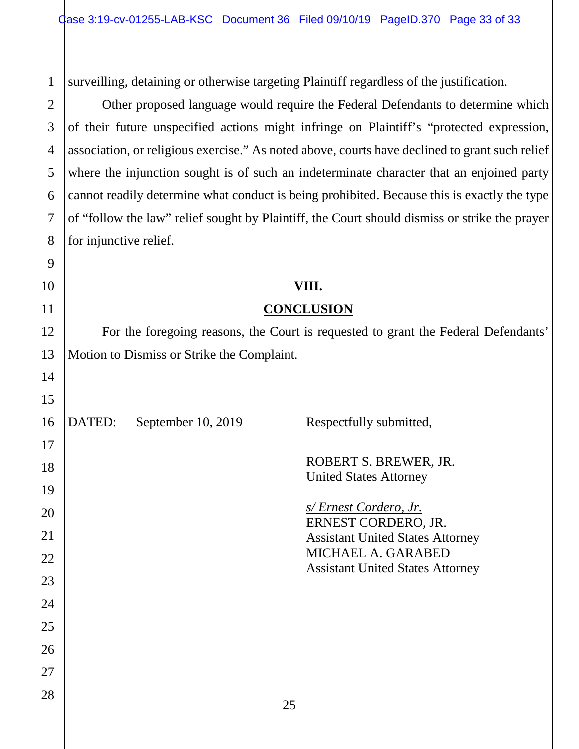surveilling, detaining or otherwise targeting Plaintiff regardless of the justification.

Other proposed language would require the Federal Defendants to determine which of their future unspecified actions might infringe on Plaintiff's "protected expression, association, or religious exercise." As noted above, courts have declined to grant such relief where the injunction sought is of such an indeterminate character that an enjoined party cannot readily determine what conduct is being prohibited. Because this is exactly the type of "follow the law" relief sought by Plaintiff, the Court should dismiss or strike the prayer for injunctive relief.

## VIII.

## CONCLUSION

For the foregoing reasons, the Court is requested to grant the Federal Defendants' Motion to Dismiss or Strike the Complaint.

DATED: September 10, 2019

Respectfully submitted,

ROBERT S. BREWER, JR.
United States Attorney

*s/ Ernest Cordero, Jr.*
ERNEST CORDERO, JR.
Assistant United States Attorney
MICHAEL A. GARABED
Assistant United States Attorney